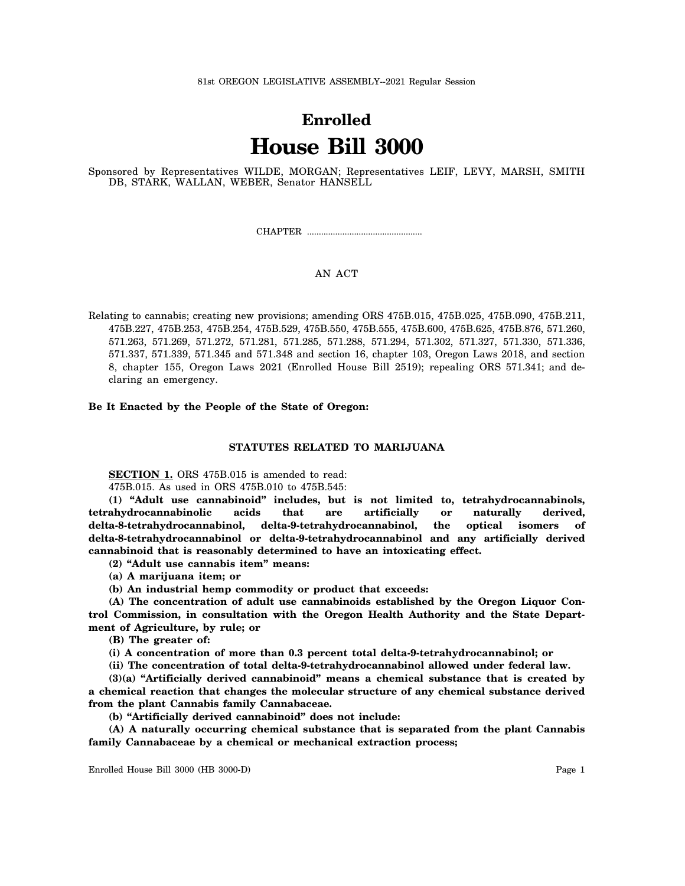81st OREGON LEGISLATIVE ASSEMBLY--2021 Regular Session

# Enrolled
# House Bill 3000

Sponsored by Representatives WILDE, MORGAN; Representatives LEIF, LEVY, MARSH, SMITH DB, STARK, WALLAN, WEBER, Senator HANSELL

CHAPTER ................................................

AN ACT

Relating to cannabis; creating new provisions; amending ORS 475B.015, 475B.025, 475B.090, 475B.211, 475B.227, 475B.253, 475B.254, 475B.529, 475B.550, 475B.555, 475B.600, 475B.625, 475B.876, 571.260, 571.263, 571.269, 571.272, 571.281, 571.285, 571.288, 571.294, 571.302, 571.327, 571.330, 571.336, 571.337, 571.339, 571.345 and 571.348 and section 16, chapter 103, Oregon Laws 2018, and section 8, chapter 155, Oregon Laws 2021 (Enrolled House Bill 2519); repealing ORS 571.341; and declaring an emergency.

**Be It Enacted by the People of the State of Oregon:**

## STATUTES RELATED TO MARIJUANA

**SECTION 1.** ORS 475B.015 is amended to read:

475B.015. As used in ORS 475B.010 to 475B.545:

**(1) "Adult use cannabinoid" includes, but is not limited to, tetrahydrocannabinols, tetrahydrocannabinolic acids that are artificially or naturally derived, delta-8-tetrahydrocannabinol, delta-9-tetrahydrocannabinol, the optical isomers of delta-8-tetrahydrocannabinol or delta-9-tetrahydrocannabinol and any artificially derived cannabinoid that is reasonably determined to have an intoxicating effect.**

**(2) "Adult use cannabis item" means:**

**(a) A marijuana item; or**

**(b) An industrial hemp commodity or product that exceeds:**

**(A) The concentration of adult use cannabinoids established by the Oregon Liquor Control Commission, in consultation with the Oregon Health Authority and the State Department of Agriculture, by rule; or**

**(B) The greater of:**

**(i) A concentration of more than 0.3 percent total delta-9-tetrahydrocannabinol; or**

**(ii) The concentration of total delta-9-tetrahydrocannabinol allowed under federal law.**

**(3)(a) "Artificially derived cannabinoid" means a chemical substance that is created by a chemical reaction that changes the molecular structure of any chemical substance derived from the plant Cannabis family Cannabaceae.**

**(b) "Artificially derived cannabinoid" does not include:**

**(A) A naturally occurring chemical substance that is separated from the plant Cannabis family Cannabaceae by a chemical or mechanical extraction process;**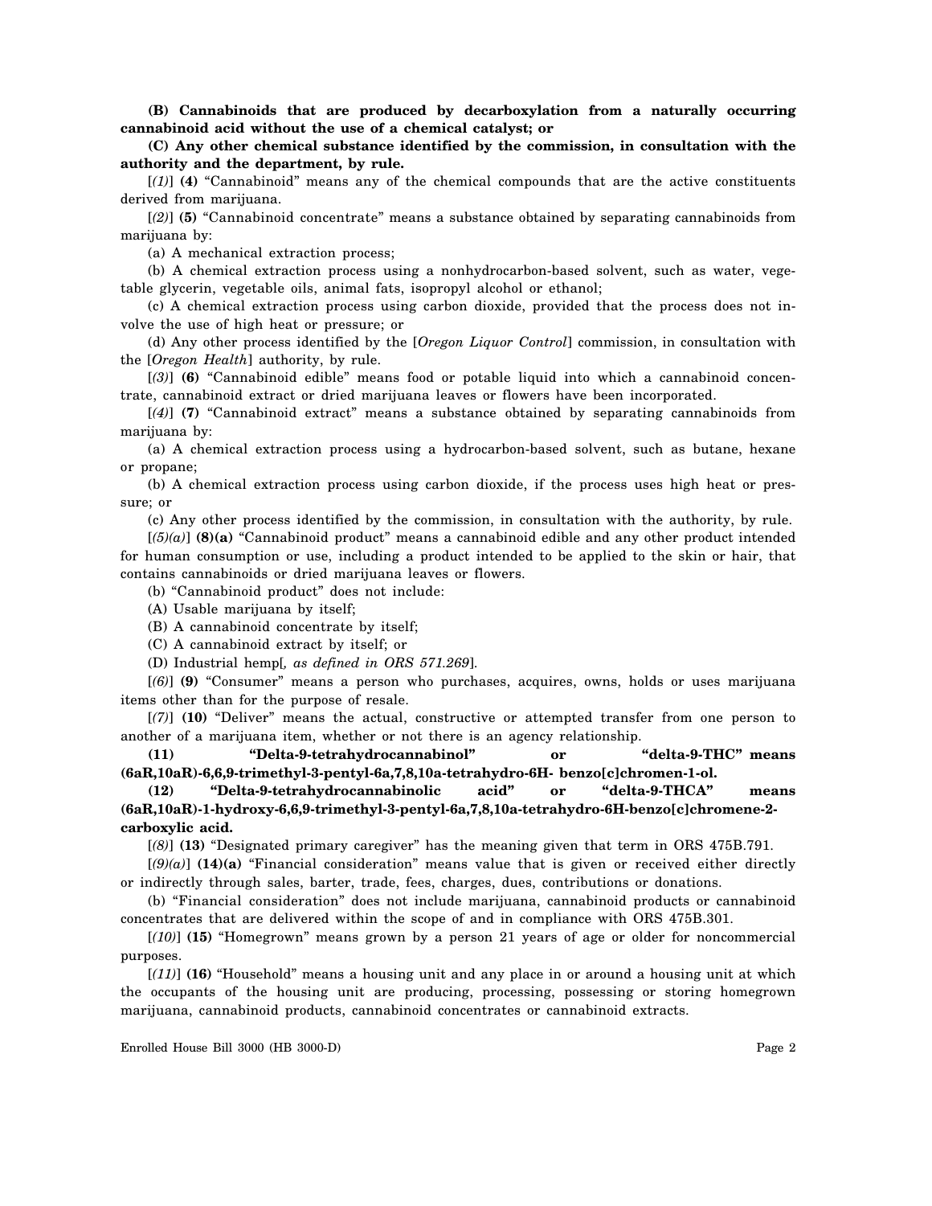**(B) Cannabinoids that are produced by decarboxylation from a naturally occurring cannabinoid acid without the use of a chemical catalyst; or**

**(C) Any other chemical substance identified by the commission, in consultation with the authority and the department, by rule.**

[*(1)*] **(4)** "Cannabinoid" means any of the chemical compounds that are the active constituents derived from marijuana.

[*(2)*] **(5)** "Cannabinoid concentrate" means a substance obtained by separating cannabinoids from marijuana by:

(a) A mechanical extraction process;

(b) A chemical extraction process using a nonhydrocarbon-based solvent, such as water, vegetable glycerin, vegetable oils, animal fats, isopropyl alcohol or ethanol;

(c) A chemical extraction process using carbon dioxide, provided that the process does not involve the use of high heat or pressure; or

(d) Any other process identified by the [*Oregon Liquor Control*] commission, in consultation with the [*Oregon Health*] authority, by rule.

[*(3)*] **(6)** "Cannabinoid edible" means food or potable liquid into which a cannabinoid concentrate, cannabinoid extract or dried marijuana leaves or flowers have been incorporated.

[*(4)*] **(7)** "Cannabinoid extract" means a substance obtained by separating cannabinoids from marijuana by:

(a) A chemical extraction process using a hydrocarbon-based solvent, such as butane, hexane or propane;

(b) A chemical extraction process using carbon dioxide, if the process uses high heat or pressure; or

(c) Any other process identified by the commission, in consultation with the authority, by rule.

[*(5)(a)*] **(8)(a)** "Cannabinoid product" means a cannabinoid edible and any other product intended for human consumption or use, including a product intended to be applied to the skin or hair, that contains cannabinoids or dried marijuana leaves or flowers.

(b) "Cannabinoid product" does not include:

(A) Usable marijuana by itself;

(B) A cannabinoid concentrate by itself;

(C) A cannabinoid extract by itself; or

(D) Industrial hemp[*, as defined in ORS 571.269*].

[*(6)*] **(9)** "Consumer" means a person who purchases, acquires, owns, holds or uses marijuana items other than for the purpose of resale.

[*(7)*] **(10)** "Deliver" means the actual, constructive or attempted transfer from one person to another of a marijuana item, whether or not there is an agency relationship.

**(11) "Delta-9-tetrahydrocannabinol" or "delta-9-THC" means (6aR,10aR)-6,6,9-trimethyl-3-pentyl-6a,7,8,10a-tetrahydro-6H- benzo[c]chromen-1-ol.**

**(12) "Delta-9-tetrahydrocannabinolic acid" or "delta-9-THCA" means (6aR,10aR)-1-hydroxy-6,6,9-trimethyl-3-pentyl-6a,7,8,10a-tetrahydro-6H-benzo[c]chromene-2-carboxylic acid.**

[*(8)*] **(13)** "Designated primary caregiver" has the meaning given that term in ORS 475B.791.

[*(9)(a)*] **(14)(a)** "Financial consideration" means value that is given or received either directly or indirectly through sales, barter, trade, fees, charges, dues, contributions or donations.

(b) "Financial consideration" does not include marijuana, cannabinoid products or cannabinoid concentrates that are delivered within the scope of and in compliance with ORS 475B.301.

[*(10)*] **(15)** "Homegrown" means grown by a person 21 years of age or older for noncommercial purposes.

[*(11)*] **(16)** "Household" means a housing unit and any place in or around a housing unit at which the occupants of the housing unit are producing, processing, possessing or storing homegrown marijuana, cannabinoid products, cannabinoid concentrates or cannabinoid extracts.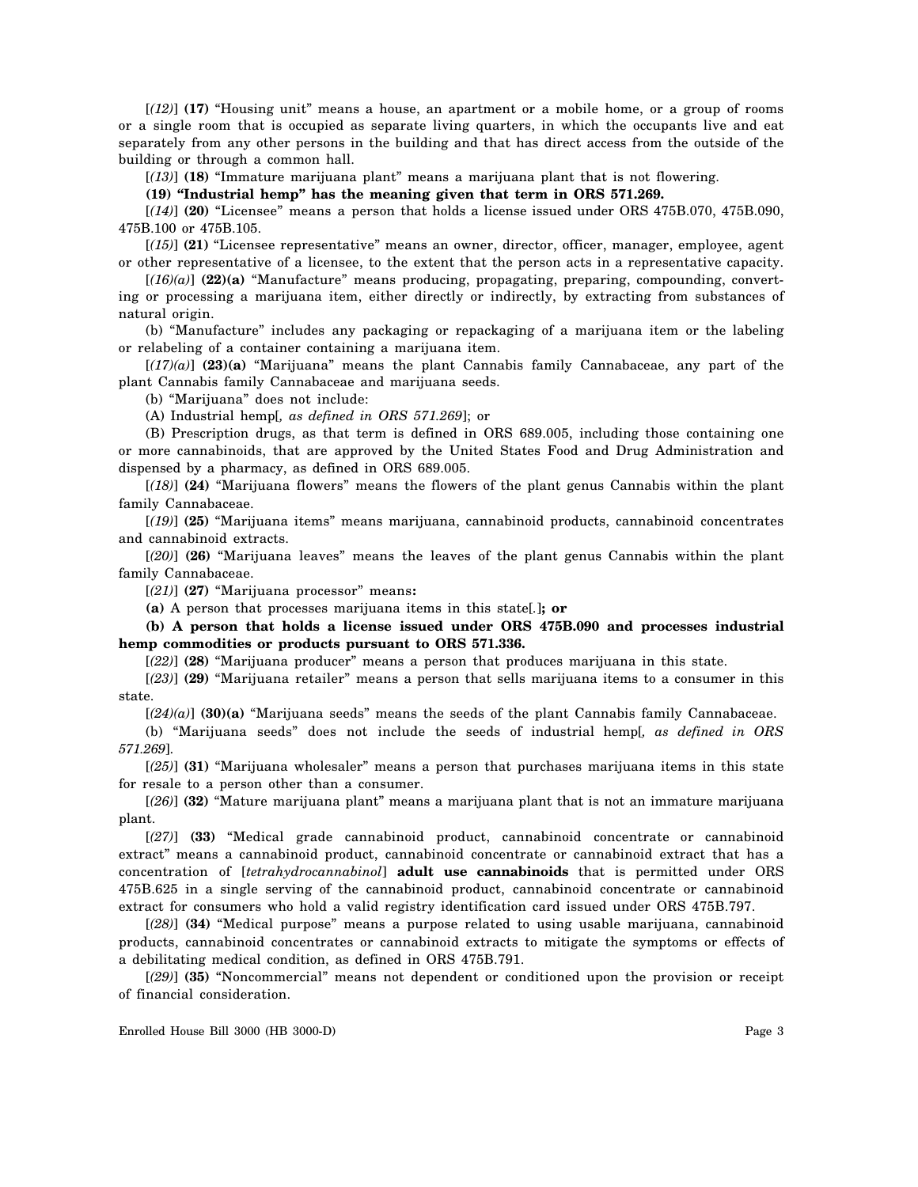[*(12)*] **(17)** "Housing unit" means a house, an apartment or a mobile home, or a group of rooms or a single room that is occupied as separate living quarters, in which the occupants live and eat separately from any other persons in the building and that has direct access from the outside of the building or through a common hall.

[*(13)*] **(18)** "Immature marijuana plant" means a marijuana plant that is not flowering.

**(19) "Industrial hemp" has the meaning given that term in ORS 571.269.**

[*(14)*] **(20)** "Licensee" means a person that holds a license issued under ORS 475B.070, 475B.090, 475B.100 or 475B.105.

[*(15)*] **(21)** "Licensee representative" means an owner, director, officer, manager, employee, agent or other representative of a licensee, to the extent that the person acts in a representative capacity.

[*(16)(a)*] **(22)(a)** "Manufacture" means producing, propagating, preparing, compounding, converting or processing a marijuana item, either directly or indirectly, by extracting from substances of natural origin.

(b) "Manufacture" includes any packaging or repackaging of a marijuana item or the labeling or relabeling of a container containing a marijuana item.

[*(17)(a)*] **(23)(a)** "Marijuana" means the plant Cannabis family Cannabaceae, any part of the plant Cannabis family Cannabaceae and marijuana seeds.

(b) "Marijuana" does not include:

(A) Industrial hemp[*, as defined in ORS 571.269*]; or

(B) Prescription drugs, as that term is defined in ORS 689.005, including those containing one or more cannabinoids, that are approved by the United States Food and Drug Administration and dispensed by a pharmacy, as defined in ORS 689.005.

[*(18)*] **(24)** "Marijuana flowers" means the flowers of the plant genus Cannabis within the plant family Cannabaceae.

[*(19)*] **(25)** "Marijuana items" means marijuana, cannabinoid products, cannabinoid concentrates and cannabinoid extracts.

[*(20)*] **(26)** "Marijuana leaves" means the leaves of the plant genus Cannabis within the plant family Cannabaceae.

[*(21)*] **(27)** "Marijuana processor" means**:**

**(a)** A person that processes marijuana items in this state[*.*]**; or**

**(b) A person that holds a license issued under ORS 475B.090 and processes industrial hemp commodities or products pursuant to ORS 571.336.**

[*(22)*] **(28)** "Marijuana producer" means a person that produces marijuana in this state.

[*(23)*] **(29)** "Marijuana retailer" means a person that sells marijuana items to a consumer in this state.

[*(24)(a)*] **(30)(a)** "Marijuana seeds" means the seeds of the plant Cannabis family Cannabaceae.

(b) "Marijuana seeds" does not include the seeds of industrial hemp[*, as defined in ORS 571.269*].

[*(25)*] **(31)** "Marijuana wholesaler" means a person that purchases marijuana items in this state for resale to a person other than a consumer.

[*(26)*] **(32)** "Mature marijuana plant" means a marijuana plant that is not an immature marijuana plant.

[*(27)*] **(33)** "Medical grade cannabinoid product, cannabinoid concentrate or cannabinoid extract" means a cannabinoid product, cannabinoid concentrate or cannabinoid extract that has a concentration of [*tetrahydrocannabinol*] **adult use cannabinoids** that is permitted under ORS 475B.625 in a single serving of the cannabinoid product, cannabinoid concentrate or cannabinoid extract for consumers who hold a valid registry identification card issued under ORS 475B.797.

[*(28)*] **(34)** "Medical purpose" means a purpose related to using usable marijuana, cannabinoid products, cannabinoid concentrates or cannabinoid extracts to mitigate the symptoms or effects of a debilitating medical condition, as defined in ORS 475B.791.

[*(29)*] **(35)** "Noncommercial" means not dependent or conditioned upon the provision or receipt of financial consideration.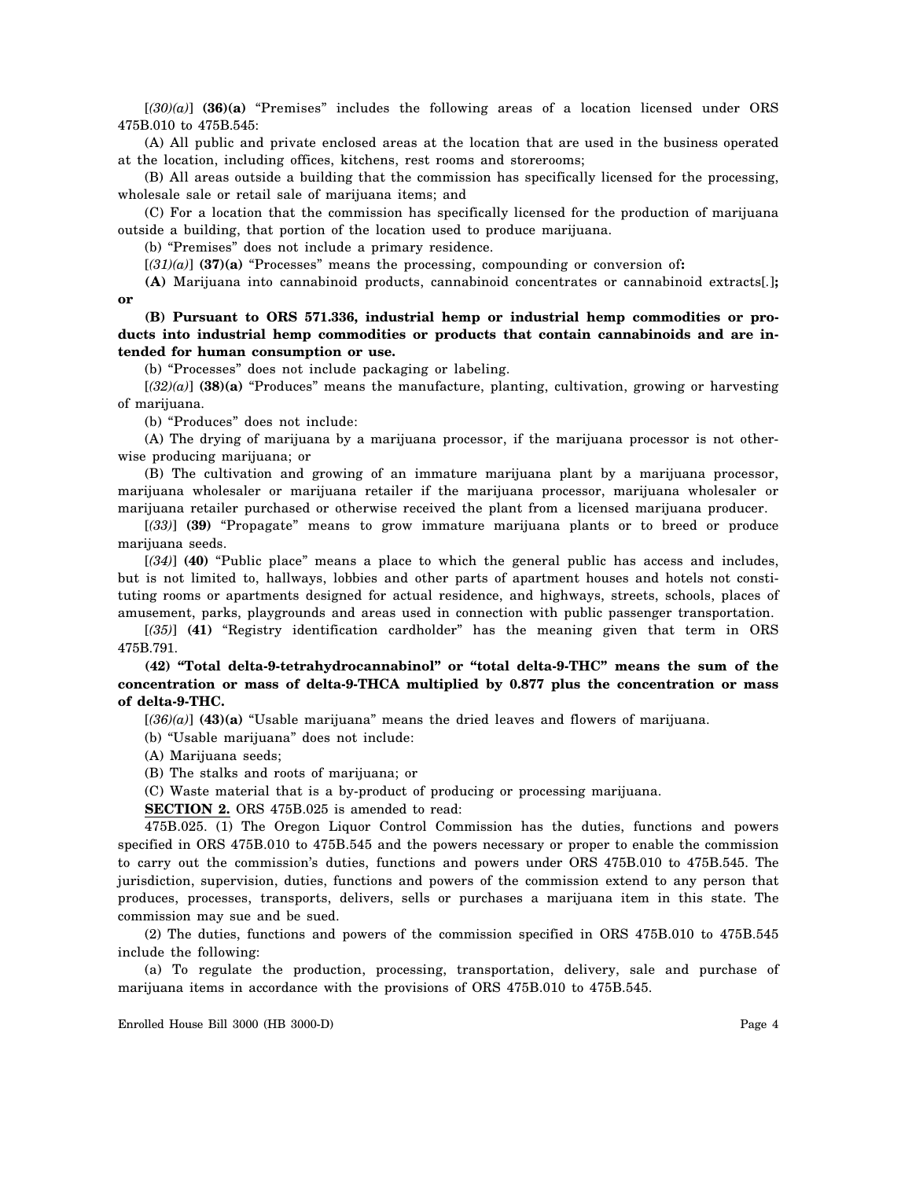[*(30)(a)*] **(36)(a)** "Premises" includes the following areas of a location licensed under ORS 475B.010 to 475B.545:

(A) All public and private enclosed areas at the location that are used in the business operated at the location, including offices, kitchens, rest rooms and storerooms;

(B) All areas outside a building that the commission has specifically licensed for the processing, wholesale sale or retail sale of marijuana items; and

(C) For a location that the commission has specifically licensed for the production of marijuana outside a building, that portion of the location used to produce marijuana.

(b) "Premises" does not include a primary residence.

[*(31)(a)*] **(37)(a)** "Processes" means the processing, compounding or conversion of**:**

**(A)** Marijuana into cannabinoid products, cannabinoid concentrates or cannabinoid extracts[*.*]**; or**

**(B) Pursuant to ORS 571.336, industrial hemp or industrial hemp commodities or products into industrial hemp commodities or products that contain cannabinoids and are intended for human consumption or use.**

(b) "Processes" does not include packaging or labeling.

[*(32)(a)*] **(38)(a)** "Produces" means the manufacture, planting, cultivation, growing or harvesting of marijuana.

(b) "Produces" does not include:

(A) The drying of marijuana by a marijuana processor, if the marijuana processor is not otherwise producing marijuana; or

(B) The cultivation and growing of an immature marijuana plant by a marijuana processor, marijuana wholesaler or marijuana retailer if the marijuana processor, marijuana wholesaler or marijuana retailer purchased or otherwise received the plant from a licensed marijuana producer.

[*(33)*] **(39)** "Propagate" means to grow immature marijuana plants or to breed or produce marijuana seeds.

[*(34)*] **(40)** "Public place" means a place to which the general public has access and includes, but is not limited to, hallways, lobbies and other parts of apartment houses and hotels not constituting rooms or apartments designed for actual residence, and highways, streets, schools, places of amusement, parks, playgrounds and areas used in connection with public passenger transportation.

[*(35)*] **(41)** "Registry identification cardholder" has the meaning given that term in ORS 475B.791.

**(42) "Total delta-9-tetrahydrocannabinol" or "total delta-9-THC" means the sum of the concentration or mass of delta-9-THCA multiplied by 0.877 plus the concentration or mass of delta-9-THC.**

[*(36)(a)*] **(43)(a)** "Usable marijuana" means the dried leaves and flowers of marijuana.

(b) "Usable marijuana" does not include:

(A) Marijuana seeds;

(B) The stalks and roots of marijuana; or

(C) Waste material that is a by-product of producing or processing marijuana.

**SECTION 2.** ORS 475B.025 is amended to read:

475B.025. (1) The Oregon Liquor Control Commission has the duties, functions and powers specified in ORS 475B.010 to 475B.545 and the powers necessary or proper to enable the commission to carry out the commission's duties, functions and powers under ORS 475B.010 to 475B.545. The jurisdiction, supervision, duties, functions and powers of the commission extend to any person that produces, processes, transports, delivers, sells or purchases a marijuana item in this state. The commission may sue and be sued.

(2) The duties, functions and powers of the commission specified in ORS 475B.010 to 475B.545 include the following:

(a) To regulate the production, processing, transportation, delivery, sale and purchase of marijuana items in accordance with the provisions of ORS 475B.010 to 475B.545.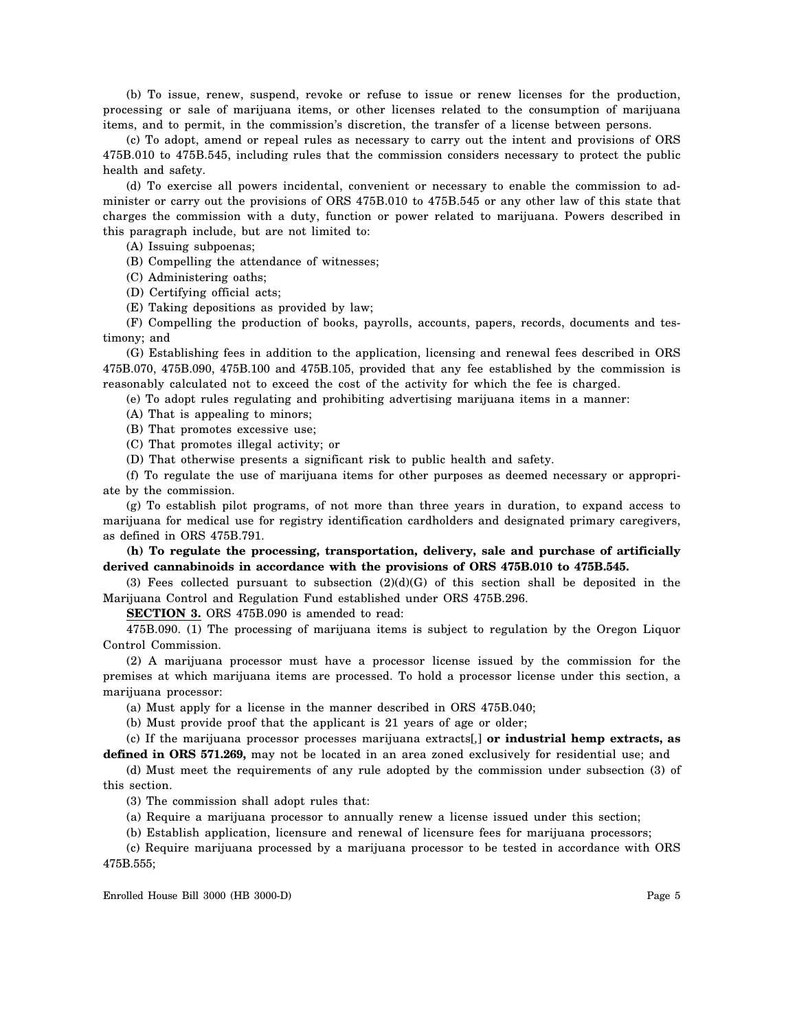(b) To issue, renew, suspend, revoke or refuse to issue or renew licenses for the production, processing or sale of marijuana items, or other licenses related to the consumption of marijuana items, and to permit, in the commission's discretion, the transfer of a license between persons.

(c) To adopt, amend or repeal rules as necessary to carry out the intent and provisions of ORS 475B.010 to 475B.545, including rules that the commission considers necessary to protect the public health and safety.

(d) To exercise all powers incidental, convenient or necessary to enable the commission to administer or carry out the provisions of ORS 475B.010 to 475B.545 or any other law of this state that charges the commission with a duty, function or power related to marijuana. Powers described in this paragraph include, but are not limited to:

(A) Issuing subpoenas;

(B) Compelling the attendance of witnesses;

(C) Administering oaths;

(D) Certifying official acts;

(E) Taking depositions as provided by law;

(F) Compelling the production of books, payrolls, accounts, papers, records, documents and testimony; and

(G) Establishing fees in addition to the application, licensing and renewal fees described in ORS 475B.070, 475B.090, 475B.100 and 475B.105, provided that any fee established by the commission is reasonably calculated not to exceed the cost of the activity for which the fee is charged.

(e) To adopt rules regulating and prohibiting advertising marijuana items in a manner:

(A) That is appealing to minors;

(B) That promotes excessive use;

(C) That promotes illegal activity; or

(D) That otherwise presents a significant risk to public health and safety.

(f) To regulate the use of marijuana items for other purposes as deemed necessary or appropriate by the commission.

(g) To establish pilot programs, of not more than three years in duration, to expand access to marijuana for medical use for registry identification cardholders and designated primary caregivers, as defined in ORS 475B.791.

**(h) To regulate the processing, transportation, delivery, sale and purchase of artificially derived cannabinoids in accordance with the provisions of ORS 475B.010 to 475B.545.**

(3) Fees collected pursuant to subsection (2)(d)(G) of this section shall be deposited in the Marijuana Control and Regulation Fund established under ORS 475B.296.

**SECTION 3.** ORS 475B.090 is amended to read:

475B.090. (1) The processing of marijuana items is subject to regulation by the Oregon Liquor Control Commission.

(2) A marijuana processor must have a processor license issued by the commission for the premises at which marijuana items are processed. To hold a processor license under this section, a marijuana processor:

(a) Must apply for a license in the manner described in ORS 475B.040;

(b) Must provide proof that the applicant is 21 years of age or older;

(c) If the marijuana processor processes marijuana extracts[,] **or industrial hemp extracts, as defined in ORS 571.269,** may not be located in an area zoned exclusively for residential use; and

(d) Must meet the requirements of any rule adopted by the commission under subsection (3) of this section.

(3) The commission shall adopt rules that:

(a) Require a marijuana processor to annually renew a license issued under this section;

(b) Establish application, licensure and renewal of licensure fees for marijuana processors;

(c) Require marijuana processed by a marijuana processor to be tested in accordance with ORS 475B.555;

Enrolled House Bill 3000 (HB 3000-D)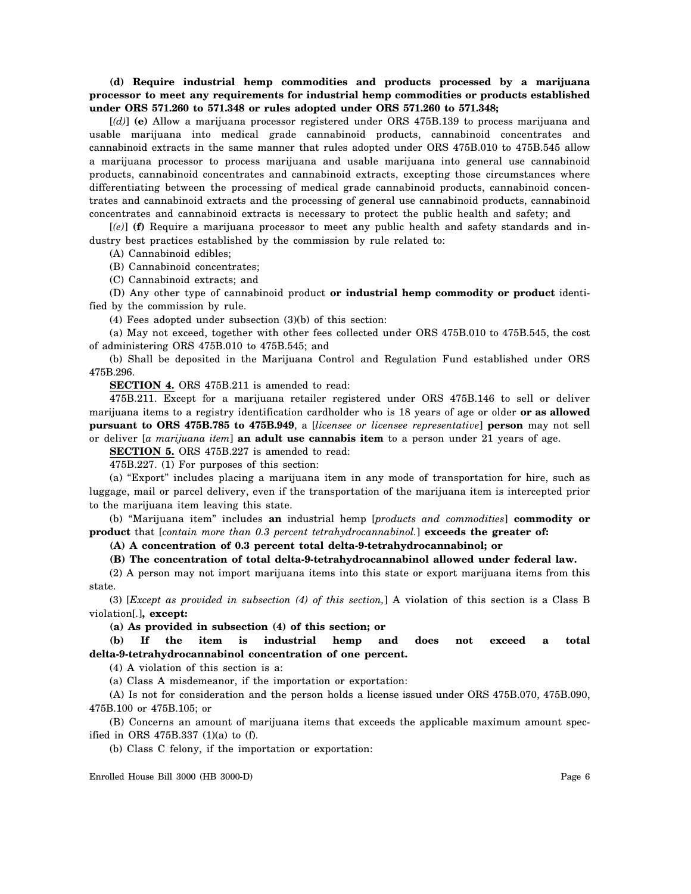**(d) Require industrial hemp commodities and products processed by a marijuana processor to meet any requirements for industrial hemp commodities or products established under ORS 571.260 to 571.348 or rules adopted under ORS 571.260 to 571.348;**

[*(d)*] **(e)** Allow a marijuana processor registered under ORS 475B.139 to process marijuana and usable marijuana into medical grade cannabinoid products, cannabinoid concentrates and cannabinoid extracts in the same manner that rules adopted under ORS 475B.010 to 475B.545 allow a marijuana processor to process marijuana and usable marijuana into general use cannabinoid products, cannabinoid concentrates and cannabinoid extracts, excepting those circumstances where differentiating between the processing of medical grade cannabinoid products, cannabinoid concentrates and cannabinoid extracts and the processing of general use cannabinoid products, cannabinoid concentrates and cannabinoid extracts is necessary to protect the public health and safety; and

[*(e)*] **(f)** Require a marijuana processor to meet any public health and safety standards and industry best practices established by the commission by rule related to:

(A) Cannabinoid edibles;

(B) Cannabinoid concentrates;

(C) Cannabinoid extracts; and

(D) Any other type of cannabinoid product **or industrial hemp commodity or product** identified by the commission by rule.

(4) Fees adopted under subsection (3)(b) of this section:

(a) May not exceed, together with other fees collected under ORS 475B.010 to 475B.545, the cost of administering ORS 475B.010 to 475B.545; and

(b) Shall be deposited in the Marijuana Control and Regulation Fund established under ORS 475B.296.

**SECTION 4.** ORS 475B.211 is amended to read:

475B.211. Except for a marijuana retailer registered under ORS 475B.146 to sell or deliver marijuana items to a registry identification cardholder who is 18 years of age or older **or as allowed pursuant to ORS 475B.785 to 475B.949**, a [*licensee or licensee representative*] **person** may not sell or deliver [*a marijuana item*] **an adult use cannabis item** to a person under 21 years of age.

**SECTION 5.** ORS 475B.227 is amended to read:

475B.227. (1) For purposes of this section:

(a) "Export" includes placing a marijuana item in any mode of transportation for hire, such as luggage, mail or parcel delivery, even if the transportation of the marijuana item is intercepted prior to the marijuana item leaving this state.

(b) "Marijuana item" includes **an** industrial hemp [*products and commodities*] **commodity or product** that [*contain more than 0.3 percent tetrahydrocannabinol.*] **exceeds the greater of:**

**(A) A concentration of 0.3 percent total delta-9-tetrahydrocannabinol; or**

**(B) The concentration of total delta-9-tetrahydrocannabinol allowed under federal law.**

(2) A person may not import marijuana items into this state or export marijuana items from this state.

(3) [*Except as provided in subsection (4) of this section,*] A violation of this section is a Class B violation[.]**, except:**

**(a) As provided in subsection (4) of this section; or**

**(b) If the item is industrial hemp and does not exceed a total delta-9-tetrahydrocannabinol concentration of one percent.**

(4) A violation of this section is a:

(a) Class A misdemeanor, if the importation or exportation:

(A) Is not for consideration and the person holds a license issued under ORS 475B.070, 475B.090, 475B.100 or 475B.105; or

(B) Concerns an amount of marijuana items that exceeds the applicable maximum amount specified in ORS 475B.337 (1)(a) to (f).

(b) Class C felony, if the importation or exportation: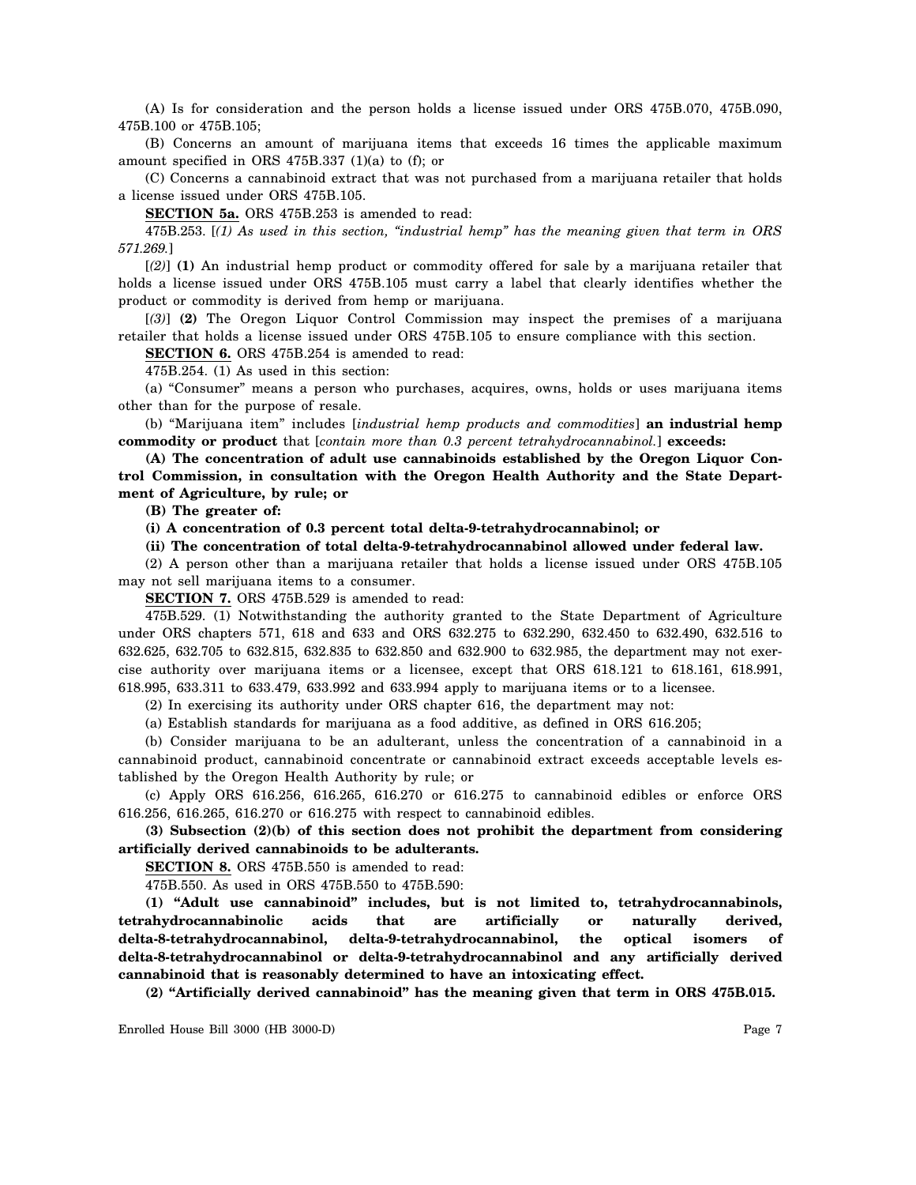(A) Is for consideration and the person holds a license issued under ORS 475B.070, 475B.090, 475B.100 or 475B.105;

(B) Concerns an amount of marijuana items that exceeds 16 times the applicable maximum amount specified in ORS 475B.337 (1)(a) to (f); or

(C) Concerns a cannabinoid extract that was not purchased from a marijuana retailer that holds a license issued under ORS 475B.105.

**SECTION 5a.** ORS 475B.253 is amended to read:

475B.253. [*(1) As used in this section, "industrial hemp" has the meaning given that term in ORS 571.269.*]

[*(2)*] **(1)** An industrial hemp product or commodity offered for sale by a marijuana retailer that holds a license issued under ORS 475B.105 must carry a label that clearly identifies whether the product or commodity is derived from hemp or marijuana.

[*(3)*] **(2)** The Oregon Liquor Control Commission may inspect the premises of a marijuana retailer that holds a license issued under ORS 475B.105 to ensure compliance with this section.

**SECTION 6.** ORS 475B.254 is amended to read:

475B.254. (1) As used in this section:

(a) "Consumer" means a person who purchases, acquires, owns, holds or uses marijuana items other than for the purpose of resale.

(b) "Marijuana item" includes [*industrial hemp products and commodities*] **an industrial hemp commodity or product** that [*contain more than 0.3 percent tetrahydrocannabinol.*] **exceeds:**

**(A) The concentration of adult use cannabinoids established by the Oregon Liquor Control Commission, in consultation with the Oregon Health Authority and the State Department of Agriculture, by rule; or**

**(B) The greater of:**

**(i) A concentration of 0.3 percent total delta-9-tetrahydrocannabinol; or**

**(ii) The concentration of total delta-9-tetrahydrocannabinol allowed under federal law.**

(2) A person other than a marijuana retailer that holds a license issued under ORS 475B.105 may not sell marijuana items to a consumer.

**SECTION 7.** ORS 475B.529 is amended to read:

475B.529. (1) Notwithstanding the authority granted to the State Department of Agriculture under ORS chapters 571, 618 and 633 and ORS 632.275 to 632.290, 632.450 to 632.490, 632.516 to 632.625, 632.705 to 632.815, 632.835 to 632.850 and 632.900 to 632.985, the department may not exercise authority over marijuana items or a licensee, except that ORS 618.121 to 618.161, 618.991, 618.995, 633.311 to 633.479, 633.992 and 633.994 apply to marijuana items or to a licensee.

(2) In exercising its authority under ORS chapter 616, the department may not:

(a) Establish standards for marijuana as a food additive, as defined in ORS 616.205;

(b) Consider marijuana to be an adulterant, unless the concentration of a cannabinoid in a cannabinoid product, cannabinoid concentrate or cannabinoid extract exceeds acceptable levels established by the Oregon Health Authority by rule; or

(c) Apply ORS 616.256, 616.265, 616.270 or 616.275 to cannabinoid edibles or enforce ORS 616.256, 616.265, 616.270 or 616.275 with respect to cannabinoid edibles.

**(3) Subsection (2)(b) of this section does not prohibit the department from considering artificially derived cannabinoids to be adulterants.**

**SECTION 8.** ORS 475B.550 is amended to read:

475B.550. As used in ORS 475B.550 to 475B.590:

**(1) "Adult use cannabinoid" includes, but is not limited to, tetrahydrocannabinols, tetrahydrocannabinolic acids that are artificially or naturally derived, delta-8-tetrahydrocannabinol, delta-9-tetrahydrocannabinol, the optical isomers of delta-8-tetrahydrocannabinol or delta-9-tetrahydrocannabinol and any artificially derived cannabinoid that is reasonably determined to have an intoxicating effect.**

**(2) "Artificially derived cannabinoid" has the meaning given that term in ORS 475B.015.**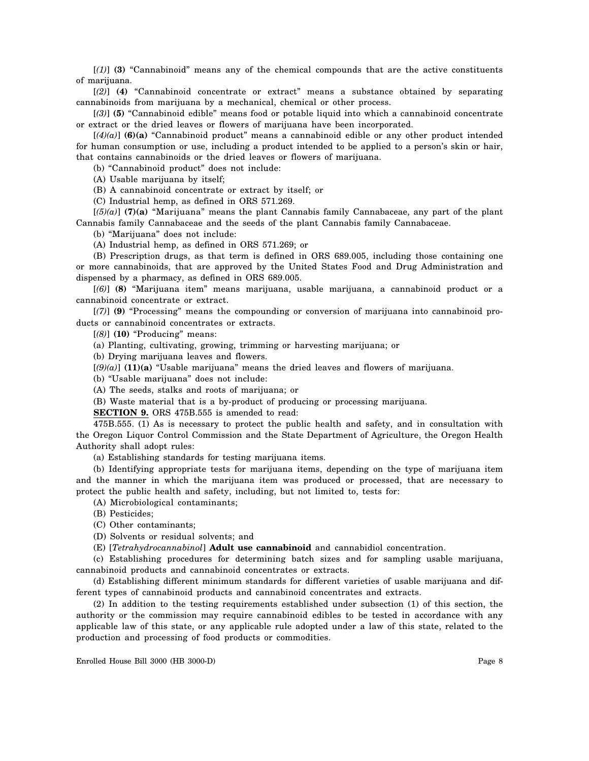[*(1)*] **(3)** "Cannabinoid" means any of the chemical compounds that are the active constituents of marijuana.

[*(2)*] **(4)** "Cannabinoid concentrate or extract" means a substance obtained by separating cannabinoids from marijuana by a mechanical, chemical or other process.

[*(3)*] **(5)** "Cannabinoid edible" means food or potable liquid into which a cannabinoid concentrate or extract or the dried leaves or flowers of marijuana have been incorporated.

[*(4)(a)*] **(6)(a)** "Cannabinoid product" means a cannabinoid edible or any other product intended for human consumption or use, including a product intended to be applied to a person's skin or hair, that contains cannabinoids or the dried leaves or flowers of marijuana.

(b) "Cannabinoid product" does not include:

(A) Usable marijuana by itself;

(B) A cannabinoid concentrate or extract by itself; or

(C) Industrial hemp, as defined in ORS 571.269.

[*(5)(a)*] **(7)(a)** "Marijuana" means the plant Cannabis family Cannabaceae, any part of the plant Cannabis family Cannabaceae and the seeds of the plant Cannabis family Cannabaceae.

(b) "Marijuana" does not include:

(A) Industrial hemp, as defined in ORS 571.269; or

(B) Prescription drugs, as that term is defined in ORS 689.005, including those containing one or more cannabinoids, that are approved by the United States Food and Drug Administration and dispensed by a pharmacy, as defined in ORS 689.005.

[*(6)*] **(8)** "Marijuana item" means marijuana, usable marijuana, a cannabinoid product or a cannabinoid concentrate or extract.

[*(7)*] **(9)** "Processing" means the compounding or conversion of marijuana into cannabinoid products or cannabinoid concentrates or extracts.

[*(8)*] **(10)** "Producing" means:

(a) Planting, cultivating, growing, trimming or harvesting marijuana; or

(b) Drying marijuana leaves and flowers.

[*(9)(a)*] **(11)(a)** "Usable marijuana" means the dried leaves and flowers of marijuana.

(b) "Usable marijuana" does not include:

(A) The seeds, stalks and roots of marijuana; or

(B) Waste material that is a by-product of producing or processing marijuana.

**SECTION 9.** ORS 475B.555 is amended to read:

475B.555. (1) As is necessary to protect the public health and safety, and in consultation with the Oregon Liquor Control Commission and the State Department of Agriculture, the Oregon Health Authority shall adopt rules:

(a) Establishing standards for testing marijuana items.

(b) Identifying appropriate tests for marijuana items, depending on the type of marijuana item and the manner in which the marijuana item was produced or processed, that are necessary to protect the public health and safety, including, but not limited to, tests for:

(A) Microbiological contaminants;

(B) Pesticides;

(C) Other contaminants;

(D) Solvents or residual solvents; and

(E) [*Tetrahydrocannabinol*] **Adult use cannabinoid** and cannabidiol concentration.

(c) Establishing procedures for determining batch sizes and for sampling usable marijuana, cannabinoid products and cannabinoid concentrates or extracts.

(d) Establishing different minimum standards for different varieties of usable marijuana and different types of cannabinoid products and cannabinoid concentrates and extracts.

(2) In addition to the testing requirements established under subsection (1) of this section, the authority or the commission may require cannabinoid edibles to be tested in accordance with any applicable law of this state, or any applicable rule adopted under a law of this state, related to the production and processing of food products or commodities.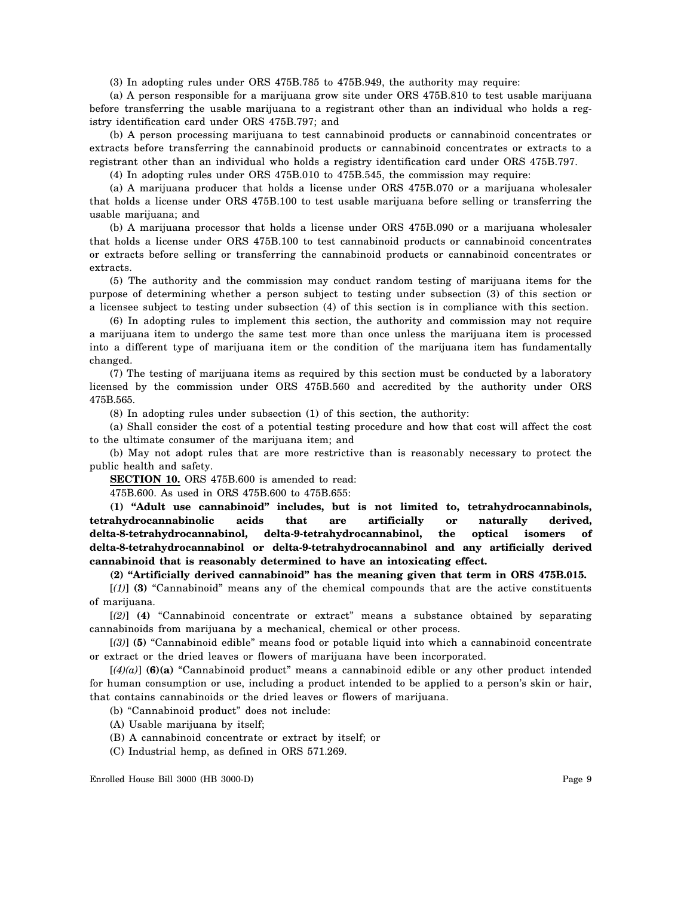(3) In adopting rules under ORS 475B.785 to 475B.949, the authority may require:

(a) A person responsible for a marijuana grow site under ORS 475B.810 to test usable marijuana before transferring the usable marijuana to a registrant other than an individual who holds a registry identification card under ORS 475B.797; and

(b) A person processing marijuana to test cannabinoid products or cannabinoid concentrates or extracts before transferring the cannabinoid products or cannabinoid concentrates or extracts to a registrant other than an individual who holds a registry identification card under ORS 475B.797.

(4) In adopting rules under ORS 475B.010 to 475B.545, the commission may require:

(a) A marijuana producer that holds a license under ORS 475B.070 or a marijuana wholesaler that holds a license under ORS 475B.100 to test usable marijuana before selling or transferring the usable marijuana; and

(b) A marijuana processor that holds a license under ORS 475B.090 or a marijuana wholesaler that holds a license under ORS 475B.100 to test cannabinoid products or cannabinoid concentrates or extracts before selling or transferring the cannabinoid products or cannabinoid concentrates or extracts.

(5) The authority and the commission may conduct random testing of marijuana items for the purpose of determining whether a person subject to testing under subsection (3) of this section or a licensee subject to testing under subsection (4) of this section is in compliance with this section.

(6) In adopting rules to implement this section, the authority and commission may not require a marijuana item to undergo the same test more than once unless the marijuana item is processed into a different type of marijuana item or the condition of the marijuana item has fundamentally changed.

(7) The testing of marijuana items as required by this section must be conducted by a laboratory licensed by the commission under ORS 475B.560 and accredited by the authority under ORS 475B.565.

(8) In adopting rules under subsection (1) of this section, the authority:

(a) Shall consider the cost of a potential testing procedure and how that cost will affect the cost to the ultimate consumer of the marijuana item; and

(b) May not adopt rules that are more restrictive than is reasonably necessary to protect the public health and safety.

**SECTION 10.** ORS 475B.600 is amended to read:

475B.600. As used in ORS 475B.600 to 475B.655:

**(1) "Adult use cannabinoid" includes, but is not limited to, tetrahydrocannabinols, tetrahydrocannabinolic acids that are artificially or naturally derived, delta-8-tetrahydrocannabinol, delta-9-tetrahydrocannabinol, the optical isomers of delta-8-tetrahydrocannabinol or delta-9-tetrahydrocannabinol and any artificially derived cannabinoid that is reasonably determined to have an intoxicating effect.**

**(2) "Artificially derived cannabinoid" has the meaning given that term in ORS 475B.015.**

[*(1)*] **(3)** "Cannabinoid" means any of the chemical compounds that are the active constituents of marijuana.

[*(2)*] **(4)** "Cannabinoid concentrate or extract" means a substance obtained by separating cannabinoids from marijuana by a mechanical, chemical or other process.

[*(3)*] **(5)** "Cannabinoid edible" means food or potable liquid into which a cannabinoid concentrate or extract or the dried leaves or flowers of marijuana have been incorporated.

[*(4)(a)*] **(6)(a)** "Cannabinoid product" means a cannabinoid edible or any other product intended for human consumption or use, including a product intended to be applied to a person's skin or hair, that contains cannabinoids or the dried leaves or flowers of marijuana.

(b) "Cannabinoid product" does not include:

(A) Usable marijuana by itself;

(B) A cannabinoid concentrate or extract by itself; or

(C) Industrial hemp, as defined in ORS 571.269.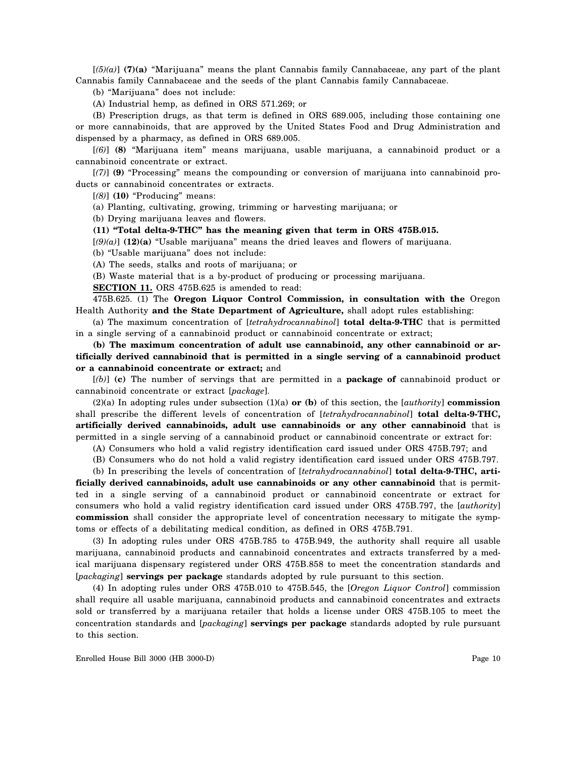[*(5)(a)*] **(7)(a)** "Marijuana" means the plant Cannabis family Cannabaceae, any part of the plant Cannabis family Cannabaceae and the seeds of the plant Cannabis family Cannabaceae.

(b) "Marijuana" does not include:

(A) Industrial hemp, as defined in ORS 571.269; or

(B) Prescription drugs, as that term is defined in ORS 689.005, including those containing one or more cannabinoids, that are approved by the United States Food and Drug Administration and dispensed by a pharmacy, as defined in ORS 689.005.

[*(6)*] **(8)** "Marijuana item" means marijuana, usable marijuana, a cannabinoid product or a cannabinoid concentrate or extract.

[*(7)*] **(9)** "Processing" means the compounding or conversion of marijuana into cannabinoid products or cannabinoid concentrates or extracts.

[*(8)*] **(10)** "Producing" means:

(a) Planting, cultivating, growing, trimming or harvesting marijuana; or

(b) Drying marijuana leaves and flowers.

**(11) "Total delta-9-THC" has the meaning given that term in ORS 475B.015.**

[*(9)(a)*] **(12)(a)** "Usable marijuana" means the dried leaves and flowers of marijuana.

(b) "Usable marijuana" does not include:

(A) The seeds, stalks and roots of marijuana; or

(B) Waste material that is a by-product of producing or processing marijuana.

**SECTION 11.** ORS 475B.625 is amended to read:

475B.625. (1) The **Oregon Liquor Control Commission, in consultation with the** Oregon Health Authority **and the State Department of Agriculture,** shall adopt rules establishing:

(a) The maximum concentration of [*tetrahydrocannabinol*] **total delta-9-THC** that is permitted in a single serving of a cannabinoid product or cannabinoid concentrate or extract;

**(b) The maximum concentration of adult use cannabinoid, any other cannabinoid or artificially derived cannabinoid that is permitted in a single serving of a cannabinoid product or a cannabinoid concentrate or extract;** and

[*(b)*] **(c)** The number of servings that are permitted in a **package of** cannabinoid product or cannabinoid concentrate or extract [*package*].

(2)(a) In adopting rules under subsection (1)(a) **or (b)** of this section, the [*authority*] **commission** shall prescribe the different levels of concentration of [*tetrahydrocannabinol*] **total delta-9-THC, artificially derived cannabinoids, adult use cannabinoids or any other cannabinoid** that is permitted in a single serving of a cannabinoid product or cannabinoid concentrate or extract for:

(A) Consumers who hold a valid registry identification card issued under ORS 475B.797; and

(B) Consumers who do not hold a valid registry identification card issued under ORS 475B.797.

(b) In prescribing the levels of concentration of [*tetrahydrocannabinol*] **total delta-9-THC, artificially derived cannabinoids, adult use cannabinoids or any other cannabinoid** that is permitted in a single serving of a cannabinoid product or cannabinoid concentrate or extract for consumers who hold a valid registry identification card issued under ORS 475B.797, the [*authority*] **commission** shall consider the appropriate level of concentration necessary to mitigate the symptoms or effects of a debilitating medical condition, as defined in ORS 475B.791.

(3) In adopting rules under ORS 475B.785 to 475B.949, the authority shall require all usable marijuana, cannabinoid products and cannabinoid concentrates and extracts transferred by a medical marijuana dispensary registered under ORS 475B.858 to meet the concentration standards and [*packaging*] **servings per package** standards adopted by rule pursuant to this section.

(4) In adopting rules under ORS 475B.010 to 475B.545, the [*Oregon Liquor Control*] commission shall require all usable marijuana, cannabinoid products and cannabinoid concentrates and extracts sold or transferred by a marijuana retailer that holds a license under ORS 475B.105 to meet the concentration standards and [*packaging*] **servings per package** standards adopted by rule pursuant to this section.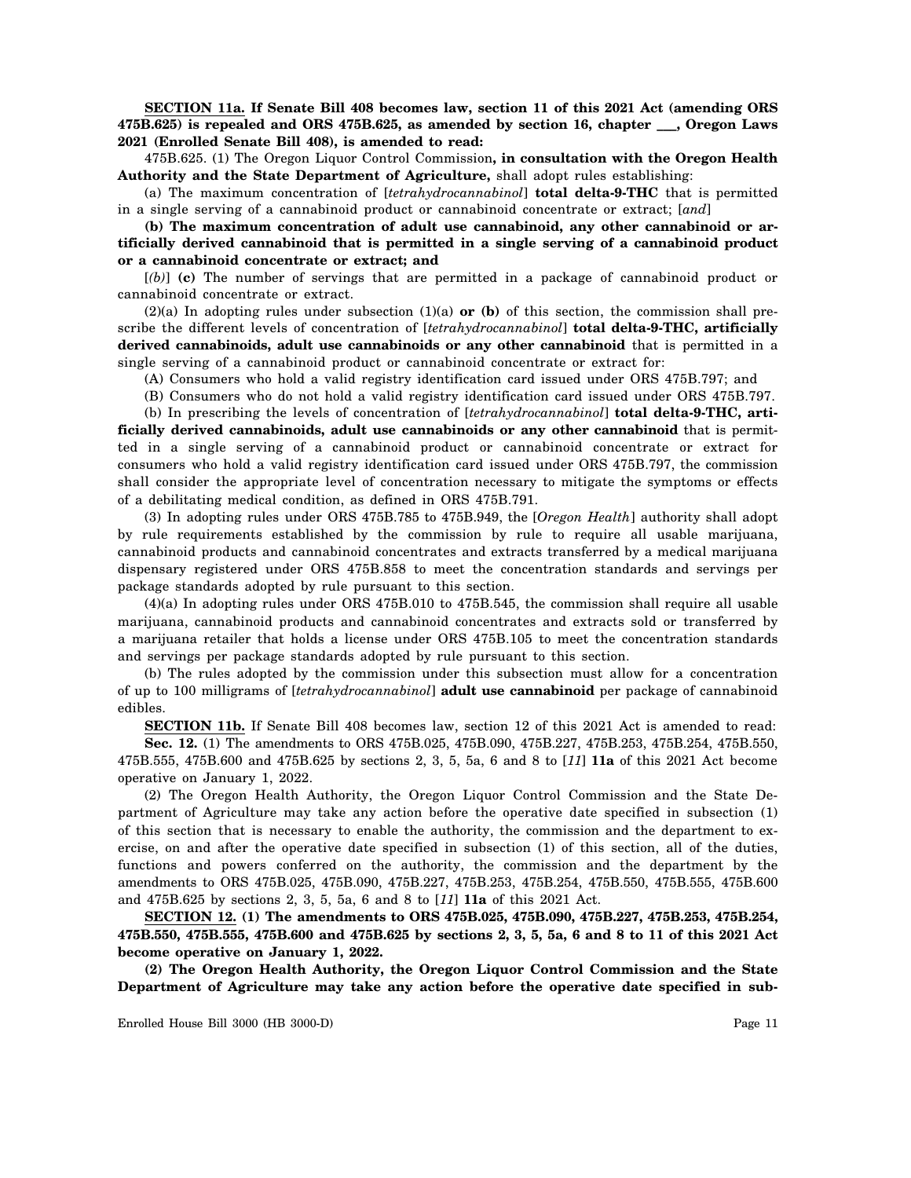**SECTION 11a. If Senate Bill 408 becomes law, section 11 of this 2021 Act (amending ORS 475B.625) is repealed and ORS 475B.625, as amended by section 16, chapter ___, Oregon Laws 2021 (Enrolled Senate Bill 408), is amended to read:**

475B.625. (1) The Oregon Liquor Control Commission**, in consultation with the Oregon Health Authority and the State Department of Agriculture,** shall adopt rules establishing:

(a) The maximum concentration of [*tetrahydrocannabinol*] **total delta-9-THC** that is permitted in a single serving of a cannabinoid product or cannabinoid concentrate or extract; [*and*]

**(b) The maximum concentration of adult use cannabinoid, any other cannabinoid or artificially derived cannabinoid that is permitted in a single serving of a cannabinoid product or a cannabinoid concentrate or extract; and**

[*(b)*] **(c)** The number of servings that are permitted in a package of cannabinoid product or cannabinoid concentrate or extract.

(2)(a) In adopting rules under subsection (1)(a) **or (b)** of this section, the commission shall prescribe the different levels of concentration of [*tetrahydrocannabinol*] **total delta-9-THC, artificially derived cannabinoids, adult use cannabinoids or any other cannabinoid** that is permitted in a single serving of a cannabinoid product or cannabinoid concentrate or extract for:

(A) Consumers who hold a valid registry identification card issued under ORS 475B.797; and

(B) Consumers who do not hold a valid registry identification card issued under ORS 475B.797.

(b) In prescribing the levels of concentration of [*tetrahydrocannabinol*] **total delta-9-THC, artificially derived cannabinoids, adult use cannabinoids or any other cannabinoid** that is permitted in a single serving of a cannabinoid product or cannabinoid concentrate or extract for consumers who hold a valid registry identification card issued under ORS 475B.797, the commission shall consider the appropriate level of concentration necessary to mitigate the symptoms or effects of a debilitating medical condition, as defined in ORS 475B.791.

(3) In adopting rules under ORS 475B.785 to 475B.949, the [*Oregon Health*] authority shall adopt by rule requirements established by the commission by rule to require all usable marijuana, cannabinoid products and cannabinoid concentrates and extracts transferred by a medical marijuana dispensary registered under ORS 475B.858 to meet the concentration standards and servings per package standards adopted by rule pursuant to this section.

(4)(a) In adopting rules under ORS 475B.010 to 475B.545, the commission shall require all usable marijuana, cannabinoid products and cannabinoid concentrates and extracts sold or transferred by a marijuana retailer that holds a license under ORS 475B.105 to meet the concentration standards and servings per package standards adopted by rule pursuant to this section.

(b) The rules adopted by the commission under this subsection must allow for a concentration of up to 100 milligrams of [*tetrahydrocannabinol*] **adult use cannabinoid** per package of cannabinoid edibles.

**SECTION 11b.** If Senate Bill 408 becomes law, section 12 of this 2021 Act is amended to read:

**Sec. 12.** (1) The amendments to ORS 475B.025, 475B.090, 475B.227, 475B.253, 475B.254, 475B.550, 475B.555, 475B.600 and 475B.625 by sections 2, 3, 5, 5a, 6 and 8 to [*11*] **11a** of this 2021 Act become operative on January 1, 2022.

(2) The Oregon Health Authority, the Oregon Liquor Control Commission and the State Department of Agriculture may take any action before the operative date specified in subsection (1) of this section that is necessary to enable the authority, the commission and the department to exercise, on and after the operative date specified in subsection (1) of this section, all of the duties, functions and powers conferred on the authority, the commission and the department by the amendments to ORS 475B.025, 475B.090, 475B.227, 475B.253, 475B.254, 475B.550, 475B.555, 475B.600 and 475B.625 by sections 2, 3, 5, 5a, 6 and 8 to [*11*] **11a** of this 2021 Act.

**SECTION 12. (1) The amendments to ORS 475B.025, 475B.090, 475B.227, 475B.253, 475B.254, 475B.550, 475B.555, 475B.600 and 475B.625 by sections 2, 3, 5, 5a, 6 and 8 to 11 of this 2021 Act become operative on January 1, 2022.**

**(2) The Oregon Health Authority, the Oregon Liquor Control Commission and the State Department of Agriculture may take any action before the operative date specified in sub-**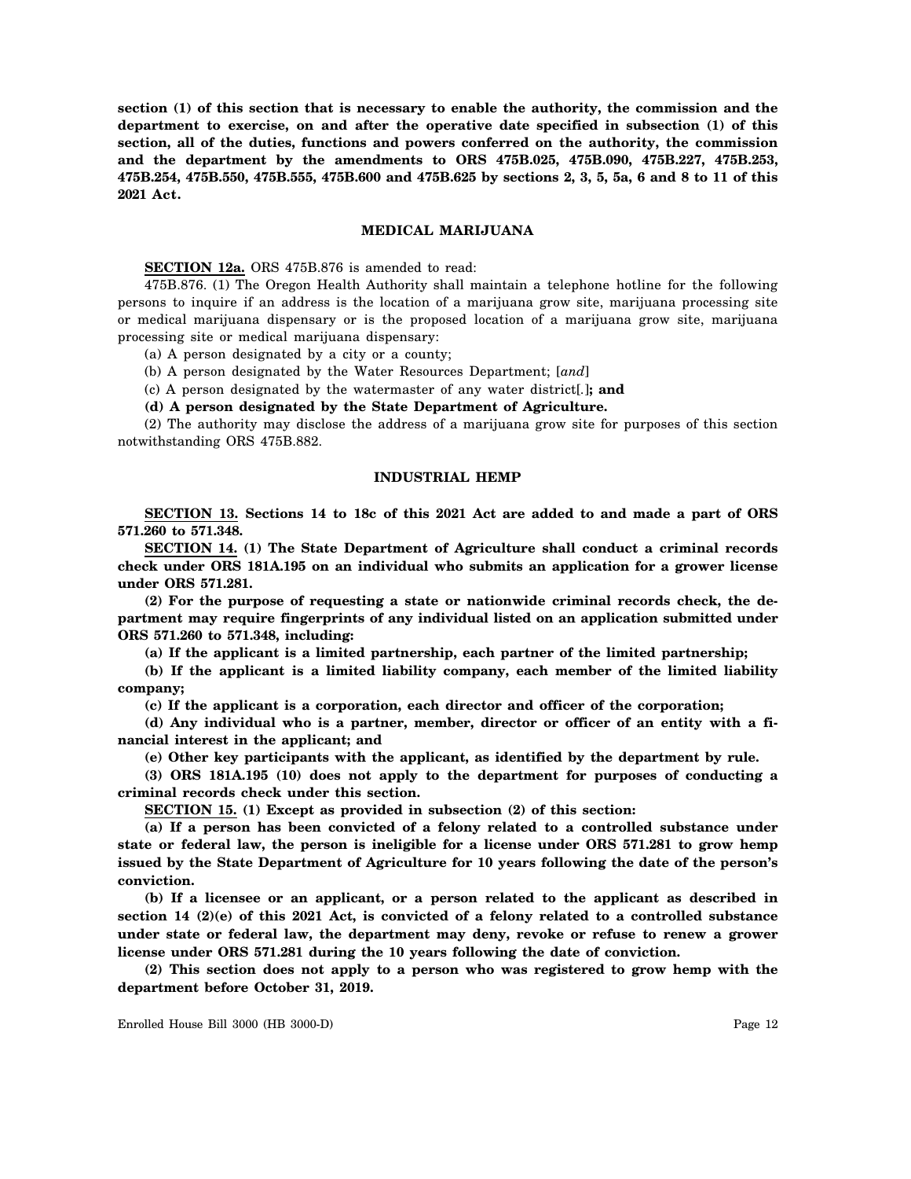**section (1) of this section that is necessary to enable the authority, the commission and the department to exercise, on and after the operative date specified in subsection (1) of this section, all of the duties, functions and powers conferred on the authority, the commission and the department by the amendments to ORS 475B.025, 475B.090, 475B.227, 475B.253, 475B.254, 475B.550, 475B.555, 475B.600 and 475B.625 by sections 2, 3, 5, 5a, 6 and 8 to 11 of this 2021 Act.**

### MEDICAL MARIJUANA

**SECTION 12a.** ORS 475B.876 is amended to read:

475B.876. (1) The Oregon Health Authority shall maintain a telephone hotline for the following persons to inquire if an address is the location of a marijuana grow site, marijuana processing site or medical marijuana dispensary or is the proposed location of a marijuana grow site, marijuana processing site or medical marijuana dispensary:

(a) A person designated by a city or a county;

(b) A person designated by the Water Resources Department; [*and*]

(c) A person designated by the watermaster of any water district[.]**; and**

**(d) A person designated by the State Department of Agriculture.**

(2) The authority may disclose the address of a marijuana grow site for purposes of this section notwithstanding ORS 475B.882.

### INDUSTRIAL HEMP

**SECTION 13. Sections 14 to 18c of this 2021 Act are added to and made a part of ORS 571.260 to 571.348.**

**SECTION 14. (1) The State Department of Agriculture shall conduct a criminal records check under ORS 181A.195 on an individual who submits an application for a grower license under ORS 571.281.**

**(2) For the purpose of requesting a state or nationwide criminal records check, the department may require fingerprints of any individual listed on an application submitted under ORS 571.260 to 571.348, including:**

**(a) If the applicant is a limited partnership, each partner of the limited partnership;**

**(b) If the applicant is a limited liability company, each member of the limited liability company;**

**(c) If the applicant is a corporation, each director and officer of the corporation;**

**(d) Any individual who is a partner, member, director or officer of an entity with a financial interest in the applicant; and**

**(e) Other key participants with the applicant, as identified by the department by rule.**

**(3) ORS 181A.195 (10) does not apply to the department for purposes of conducting a criminal records check under this section.**

**SECTION 15. (1) Except as provided in subsection (2) of this section:**

**(a) If a person has been convicted of a felony related to a controlled substance under state or federal law, the person is ineligible for a license under ORS 571.281 to grow hemp issued by the State Department of Agriculture for 10 years following the date of the person's conviction.**

**(b) If a licensee or an applicant, or a person related to the applicant as described in section 14 (2)(e) of this 2021 Act, is convicted of a felony related to a controlled substance under state or federal law, the department may deny, revoke or refuse to renew a grower license under ORS 571.281 during the 10 years following the date of conviction.**

**(2) This section does not apply to a person who was registered to grow hemp with the department before October 31, 2019.**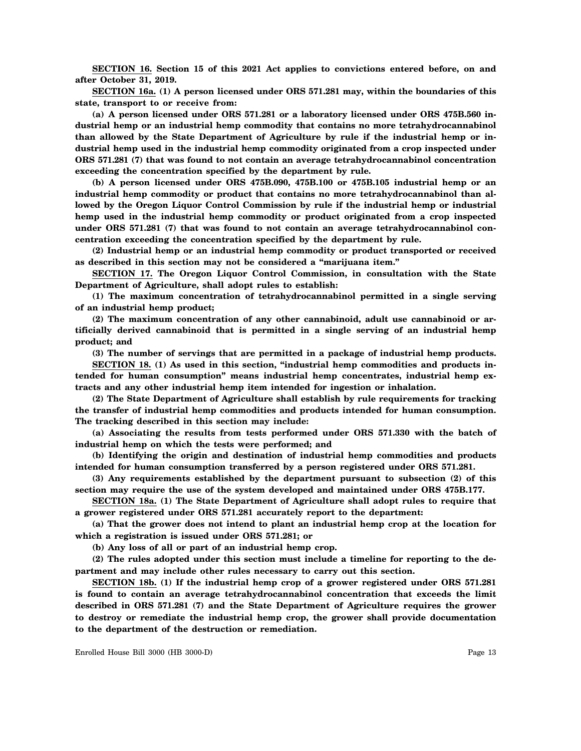**SECTION 16. Section 15 of this 2021 Act applies to convictions entered before, on and after October 31, 2019.**

**SECTION 16a. (1) A person licensed under ORS 571.281 may, within the boundaries of this state, transport to or receive from:**

**(a) A person licensed under ORS 571.281 or a laboratory licensed under ORS 475B.560 industrial hemp or an industrial hemp commodity that contains no more tetrahydrocannabinol than allowed by the State Department of Agriculture by rule if the industrial hemp or industrial hemp used in the industrial hemp commodity originated from a crop inspected under ORS 571.281 (7) that was found to not contain an average tetrahydrocannabinol concentration exceeding the concentration specified by the department by rule.**

**(b) A person licensed under ORS 475B.090, 475B.100 or 475B.105 industrial hemp or an industrial hemp commodity or product that contains no more tetrahydrocannabinol than allowed by the Oregon Liquor Control Commission by rule if the industrial hemp or industrial hemp used in the industrial hemp commodity or product originated from a crop inspected under ORS 571.281 (7) that was found to not contain an average tetrahydrocannabinol concentration exceeding the concentration specified by the department by rule.**

**(2) Industrial hemp or an industrial hemp commodity or product transported or received as described in this section may not be considered a "marijuana item."**

**SECTION 17. The Oregon Liquor Control Commission, in consultation with the State Department of Agriculture, shall adopt rules to establish:**

**(1) The maximum concentration of tetrahydrocannabinol permitted in a single serving of an industrial hemp product;**

**(2) The maximum concentration of any other cannabinoid, adult use cannabinoid or artificially derived cannabinoid that is permitted in a single serving of an industrial hemp product; and**

**(3) The number of servings that are permitted in a package of industrial hemp products.**

**SECTION 18. (1) As used in this section, "industrial hemp commodities and products intended for human consumption" means industrial hemp concentrates, industrial hemp extracts and any other industrial hemp item intended for ingestion or inhalation.**

**(2) The State Department of Agriculture shall establish by rule requirements for tracking the transfer of industrial hemp commodities and products intended for human consumption. The tracking described in this section may include:**

**(a) Associating the results from tests performed under ORS 571.330 with the batch of industrial hemp on which the tests were performed; and**

**(b) Identifying the origin and destination of industrial hemp commodities and products intended for human consumption transferred by a person registered under ORS 571.281.**

**(3) Any requirements established by the department pursuant to subsection (2) of this section may require the use of the system developed and maintained under ORS 475B.177.**

**SECTION 18a. (1) The State Department of Agriculture shall adopt rules to require that a grower registered under ORS 571.281 accurately report to the department:**

**(a) That the grower does not intend to plant an industrial hemp crop at the location for which a registration is issued under ORS 571.281; or**

**(b) Any loss of all or part of an industrial hemp crop.**

**(2) The rules adopted under this section must include a timeline for reporting to the department and may include other rules necessary to carry out this section.**

**SECTION 18b. (1) If the industrial hemp crop of a grower registered under ORS 571.281 is found to contain an average tetrahydrocannabinol concentration that exceeds the limit described in ORS 571.281 (7) and the State Department of Agriculture requires the grower to destroy or remediate the industrial hemp crop, the grower shall provide documentation to the department of the destruction or remediation.**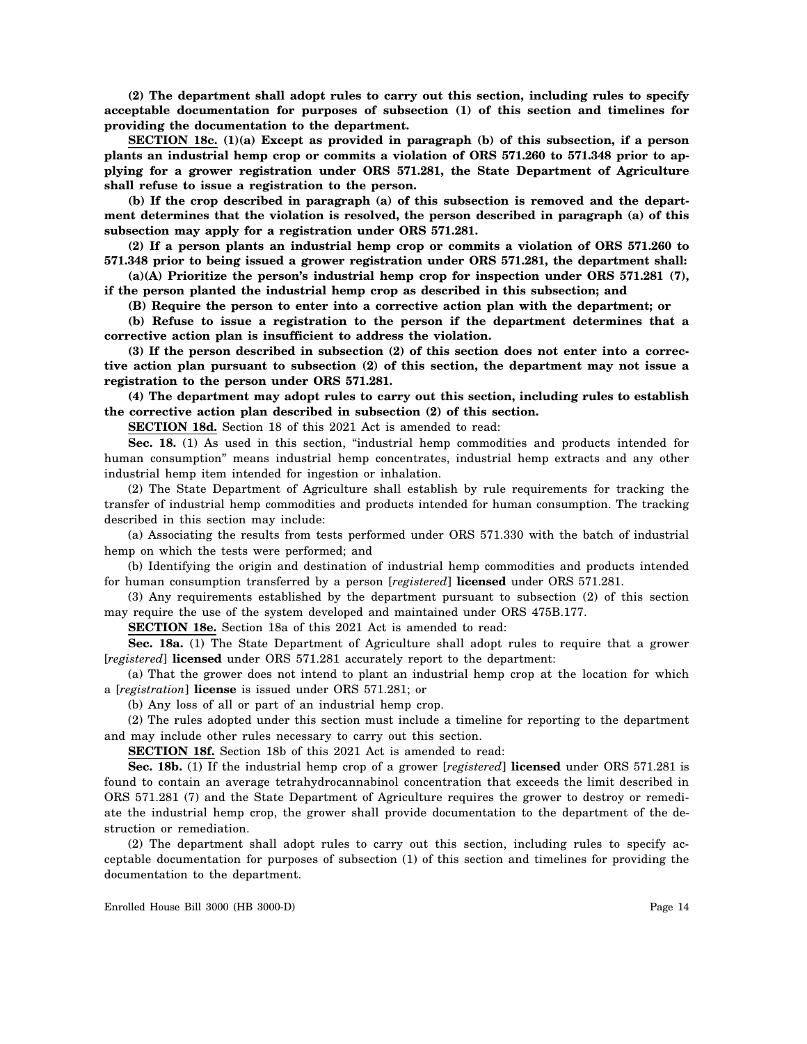**(2) The department shall adopt rules to carry out this section, including rules to specify acceptable documentation for purposes of subsection (1) of this section and timelines for providing the documentation to the department.**

**SECTION 18c. (1)(a) Except as provided in paragraph (b) of this subsection, if a person plants an industrial hemp crop or commits a violation of ORS 571.260 to 571.348 prior to applying for a grower registration under ORS 571.281, the State Department of Agriculture shall refuse to issue a registration to the person.**

**(b) If the crop described in paragraph (a) of this subsection is removed and the department determines that the violation is resolved, the person described in paragraph (a) of this subsection may apply for a registration under ORS 571.281.**

**(2) If a person plants an industrial hemp crop or commits a violation of ORS 571.260 to 571.348 prior to being issued a grower registration under ORS 571.281, the department shall:**

**(a)(A) Prioritize the person's industrial hemp crop for inspection under ORS 571.281 (7), if the person planted the industrial hemp crop as described in this subsection; and**

**(B) Require the person to enter into a corrective action plan with the department; or**

**(b) Refuse to issue a registration to the person if the department determines that a corrective action plan is insufficient to address the violation.**

**(3) If the person described in subsection (2) of this section does not enter into a corrective action plan pursuant to subsection (2) of this section, the department may not issue a registration to the person under ORS 571.281.**

**(4) The department may adopt rules to carry out this section, including rules to establish the corrective action plan described in subsection (2) of this section.**

**SECTION 18d.** Section 18 of this 2021 Act is amended to read:

**Sec. 18.** (1) As used in this section, "industrial hemp commodities and products intended for human consumption" means industrial hemp concentrates, industrial hemp extracts and any other industrial hemp item intended for ingestion or inhalation.

(2) The State Department of Agriculture shall establish by rule requirements for tracking the transfer of industrial hemp commodities and products intended for human consumption. The tracking described in this section may include:

(a) Associating the results from tests performed under ORS 571.330 with the batch of industrial hemp on which the tests were performed; and

(b) Identifying the origin and destination of industrial hemp commodities and products intended for human consumption transferred by a person [*registered*] **licensed** under ORS 571.281.

(3) Any requirements established by the department pursuant to subsection (2) of this section may require the use of the system developed and maintained under ORS 475B.177.

**SECTION 18e.** Section 18a of this 2021 Act is amended to read:

**Sec. 18a.** (1) The State Department of Agriculture shall adopt rules to require that a grower [*registered*] **licensed** under ORS 571.281 accurately report to the department:

(a) That the grower does not intend to plant an industrial hemp crop at the location for which a [*registration*] **license** is issued under ORS 571.281; or

(b) Any loss of all or part of an industrial hemp crop.

(2) The rules adopted under this section must include a timeline for reporting to the department and may include other rules necessary to carry out this section.

**SECTION 18f.** Section 18b of this 2021 Act is amended to read:

**Sec. 18b.** (1) If the industrial hemp crop of a grower [*registered*] **licensed** under ORS 571.281 is found to contain an average tetrahydrocannabinol concentration that exceeds the limit described in ORS 571.281 (7) and the State Department of Agriculture requires the grower to destroy or remediate the industrial hemp crop, the grower shall provide documentation to the department of the destruction or remediation.

(2) The department shall adopt rules to carry out this section, including rules to specify acceptable documentation for purposes of subsection (1) of this section and timelines for providing the documentation to the department.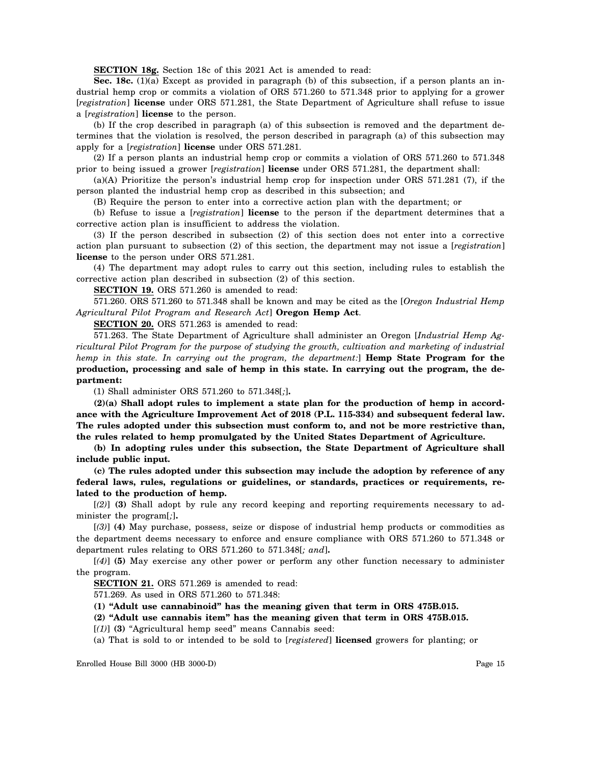**SECTION 18g.** Section 18c of this 2021 Act is amended to read:

**Sec. 18c.** (1)(a) Except as provided in paragraph (b) of this subsection, if a person plants an industrial hemp crop or commits a violation of ORS 571.260 to 571.348 prior to applying for a grower [*registration*] **license** under ORS 571.281, the State Department of Agriculture shall refuse to issue a [*registration*] **license** to the person.

(b) If the crop described in paragraph (a) of this subsection is removed and the department determines that the violation is resolved, the person described in paragraph (a) of this subsection may apply for a [*registration*] **license** under ORS 571.281.

(2) If a person plants an industrial hemp crop or commits a violation of ORS 571.260 to 571.348 prior to being issued a grower [*registration*] **license** under ORS 571.281, the department shall:

(a)(A) Prioritize the person's industrial hemp crop for inspection under ORS 571.281 (7), if the person planted the industrial hemp crop as described in this subsection; and

(B) Require the person to enter into a corrective action plan with the department; or

(b) Refuse to issue a [*registration*] **license** to the person if the department determines that a corrective action plan is insufficient to address the violation.

(3) If the person described in subsection (2) of this section does not enter into a corrective action plan pursuant to subsection (2) of this section, the department may not issue a [*registration*] **license** to the person under ORS 571.281.

(4) The department may adopt rules to carry out this section, including rules to establish the corrective action plan described in subsection (2) of this section.

**SECTION 19.** ORS 571.260 is amended to read:

571.260. ORS 571.260 to 571.348 shall be known and may be cited as the [*Oregon Industrial Hemp Agricultural Pilot Program and Research Act*] **Oregon Hemp Act**.

**SECTION 20.** ORS 571.263 is amended to read:

571.263. The State Department of Agriculture shall administer an Oregon [*Industrial Hemp Agricultural Pilot Program for the purpose of studying the growth, cultivation and marketing of industrial hemp in this state. In carrying out the program, the department:*] **Hemp State Program for the production, processing and sale of hemp in this state. In carrying out the program, the department:**

(1) Shall administer ORS 571.260 to 571.348[*;*]**.**

**(2)(a) Shall adopt rules to implement a state plan for the production of hemp in accordance with the Agriculture Improvement Act of 2018 (P.L. 115-334) and subsequent federal law. The rules adopted under this subsection must conform to, and not be more restrictive than, the rules related to hemp promulgated by the United States Department of Agriculture.**

**(b) In adopting rules under this subsection, the State Department of Agriculture shall include public input.**

**(c) The rules adopted under this subsection may include the adoption by reference of any federal laws, rules, regulations or guidelines, or standards, practices or requirements, related to the production of hemp.**

[*(2)*] **(3)** Shall adopt by rule any record keeping and reporting requirements necessary to administer the program[*;*]**.**

[*(3)*] **(4)** May purchase, possess, seize or dispose of industrial hemp products or commodities as the department deems necessary to enforce and ensure compliance with ORS 571.260 to 571.348 or department rules relating to ORS 571.260 to 571.348[*; and*]**.**

[*(4)*] **(5)** May exercise any other power or perform any other function necessary to administer the program.

**SECTION 21.** ORS 571.269 is amended to read:

571.269. As used in ORS 571.260 to 571.348:

**(1) "Adult use cannabinoid" has the meaning given that term in ORS 475B.015.**

**(2) "Adult use cannabis item" has the meaning given that term in ORS 475B.015.**

[*(1)*] **(3)** "Agricultural hemp seed" means Cannabis seed:

(a) That is sold to or intended to be sold to [*registered*] **licensed** growers for planting; or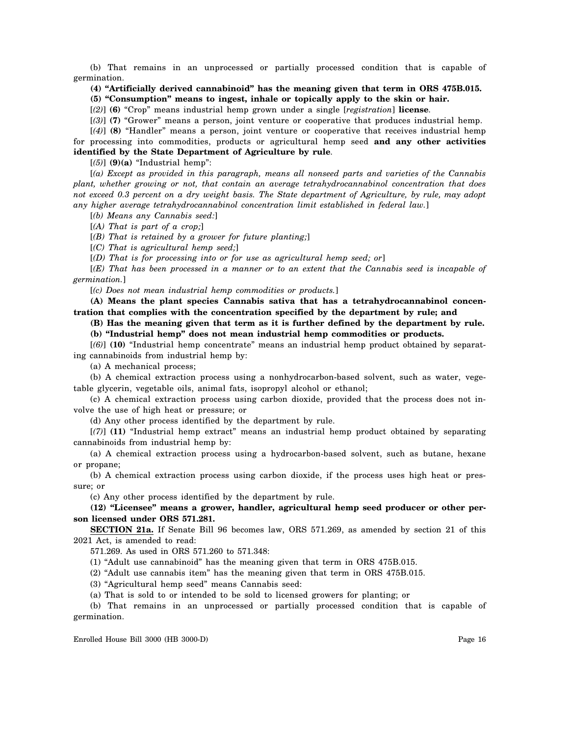(b) That remains in an unprocessed or partially processed condition that is capable of germination.

**(4) "Artificially derived cannabinoid" has the meaning given that term in ORS 475B.015.**

**(5) "Consumption" means to ingest, inhale or topically apply to the skin or hair.**

[*(2)*] **(6)** "Crop" means industrial hemp grown under a single [*registration*] **license**.

[*(3)*] **(7)** "Grower" means a person, joint venture or cooperative that produces industrial hemp.

[*(4)*] **(8)** "Handler" means a person, joint venture or cooperative that receives industrial hemp for processing into commodities, products or agricultural hemp seed **and any other activities identified by the State Department of Agriculture by rule**.

[*(5)*] **(9)(a)** "Industrial hemp":

[*(a) Except as provided in this paragraph, means all nonseed parts and varieties of the Cannabis plant, whether growing or not, that contain an average tetrahydrocannabinol concentration that does not exceed 0.3 percent on a dry weight basis. The State department of Agriculture, by rule, may adopt any higher average tetrahydrocannabinol concentration limit established in federal law.*]

[*(b) Means any Cannabis seed:*]

[*(A) That is part of a crop;*]

[*(B) That is retained by a grower for future planting;*]

[*(C) That is agricultural hemp seed;*]

[*(D) That is for processing into or for use as agricultural hemp seed; or*]

[*(E) That has been processed in a manner or to an extent that the Cannabis seed is incapable of germination.*]

[*(c) Does not mean industrial hemp commodities or products.*]

**(A) Means the plant species Cannabis sativa that has a tetrahydrocannabinol concentration that complies with the concentration specified by the department by rule; and**

**(B) Has the meaning given that term as it is further defined by the department by rule.**

**(b) "Industrial hemp" does not mean industrial hemp commodities or products.**

[*(6)*] **(10)** "Industrial hemp concentrate" means an industrial hemp product obtained by separating cannabinoids from industrial hemp by:

(a) A mechanical process;

(b) A chemical extraction process using a nonhydrocarbon-based solvent, such as water, vegetable glycerin, vegetable oils, animal fats, isopropyl alcohol or ethanol;

(c) A chemical extraction process using carbon dioxide, provided that the process does not involve the use of high heat or pressure; or

(d) Any other process identified by the department by rule.

[*(7)*] **(11)** "Industrial hemp extract" means an industrial hemp product obtained by separating cannabinoids from industrial hemp by:

(a) A chemical extraction process using a hydrocarbon-based solvent, such as butane, hexane or propane;

(b) A chemical extraction process using carbon dioxide, if the process uses high heat or pressure; or

(c) Any other process identified by the department by rule.

**(12) "Licensee" means a grower, handler, agricultural hemp seed producer or other person licensed under ORS 571.281.**

**SECTION 21a.** If Senate Bill 96 becomes law, ORS 571.269, as amended by section 21 of this 2021 Act, is amended to read:

571.269. As used in ORS 571.260 to 571.348:

(1) "Adult use cannabinoid" has the meaning given that term in ORS 475B.015.

(2) "Adult use cannabis item" has the meaning given that term in ORS 475B.015.

(3) "Agricultural hemp seed" means Cannabis seed:

(a) That is sold to or intended to be sold to licensed growers for planting; or

(b) That remains in an unprocessed or partially processed condition that is capable of germination.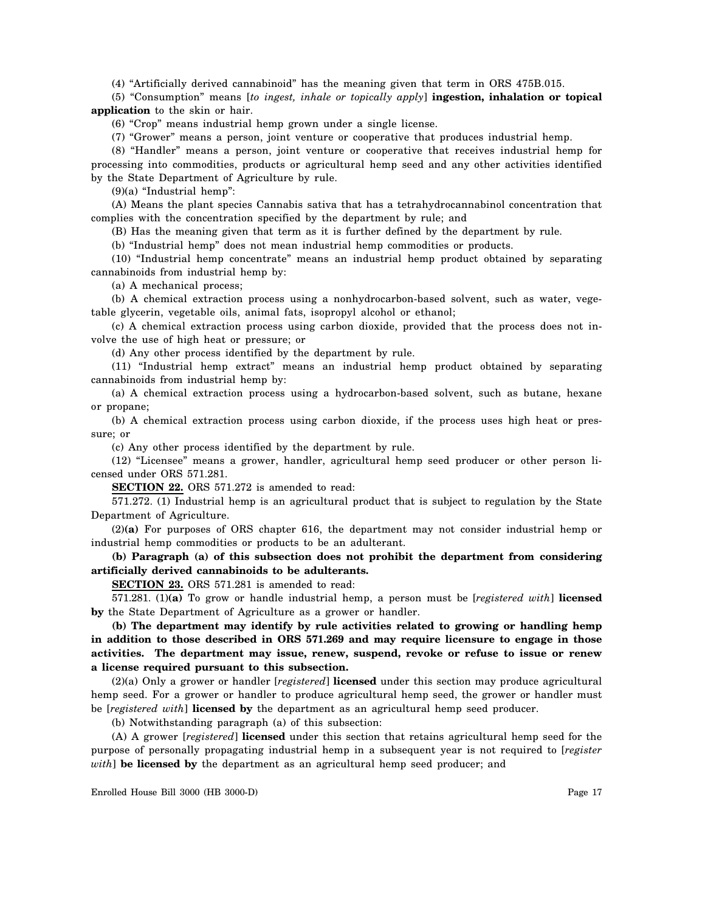(4) "Artificially derived cannabinoid" has the meaning given that term in ORS 475B.015.

(5) "Consumption" means [*to ingest, inhale or topically apply*] **ingestion, inhalation or topical application** to the skin or hair.

(6) "Crop" means industrial hemp grown under a single license.

(7) "Grower" means a person, joint venture or cooperative that produces industrial hemp.

(8) "Handler" means a person, joint venture or cooperative that receives industrial hemp for processing into commodities, products or agricultural hemp seed and any other activities identified by the State Department of Agriculture by rule.

(9)(a) "Industrial hemp":

(A) Means the plant species Cannabis sativa that has a tetrahydrocannabinol concentration that complies with the concentration specified by the department by rule; and

(B) Has the meaning given that term as it is further defined by the department by rule.

(b) "Industrial hemp" does not mean industrial hemp commodities or products.

(10) "Industrial hemp concentrate" means an industrial hemp product obtained by separating cannabinoids from industrial hemp by:

(a) A mechanical process;

(b) A chemical extraction process using a nonhydrocarbon-based solvent, such as water, vegetable glycerin, vegetable oils, animal fats, isopropyl alcohol or ethanol;

(c) A chemical extraction process using carbon dioxide, provided that the process does not involve the use of high heat or pressure; or

(d) Any other process identified by the department by rule.

(11) "Industrial hemp extract" means an industrial hemp product obtained by separating cannabinoids from industrial hemp by:

(a) A chemical extraction process using a hydrocarbon-based solvent, such as butane, hexane or propane;

(b) A chemical extraction process using carbon dioxide, if the process uses high heat or pressure; or

(c) Any other process identified by the department by rule.

(12) "Licensee" means a grower, handler, agricultural hemp seed producer or other person licensed under ORS 571.281.

**SECTION 22.** ORS 571.272 is amended to read:

571.272. (1) Industrial hemp is an agricultural product that is subject to regulation by the State Department of Agriculture.

(2)**(a)** For purposes of ORS chapter 616, the department may not consider industrial hemp or industrial hemp commodities or products to be an adulterant.

**(b) Paragraph (a) of this subsection does not prohibit the department from considering artificially derived cannabinoids to be adulterants.**

**SECTION 23.** ORS 571.281 is amended to read:

571.281. (1)**(a)** To grow or handle industrial hemp, a person must be [*registered with*] **licensed by** the State Department of Agriculture as a grower or handler.

**(b) The department may identify by rule activities related to growing or handling hemp in addition to those described in ORS 571.269 and may require licensure to engage in those activities. The department may issue, renew, suspend, revoke or refuse to issue or renew a license required pursuant to this subsection.**

(2)(a) Only a grower or handler [*registered*] **licensed** under this section may produce agricultural hemp seed. For a grower or handler to produce agricultural hemp seed, the grower or handler must be [*registered with*] **licensed by** the department as an agricultural hemp seed producer.

(b) Notwithstanding paragraph (a) of this subsection:

(A) A grower [*registered*] **licensed** under this section that retains agricultural hemp seed for the purpose of personally propagating industrial hemp in a subsequent year is not required to [*register with*] **be licensed by** the department as an agricultural hemp seed producer; and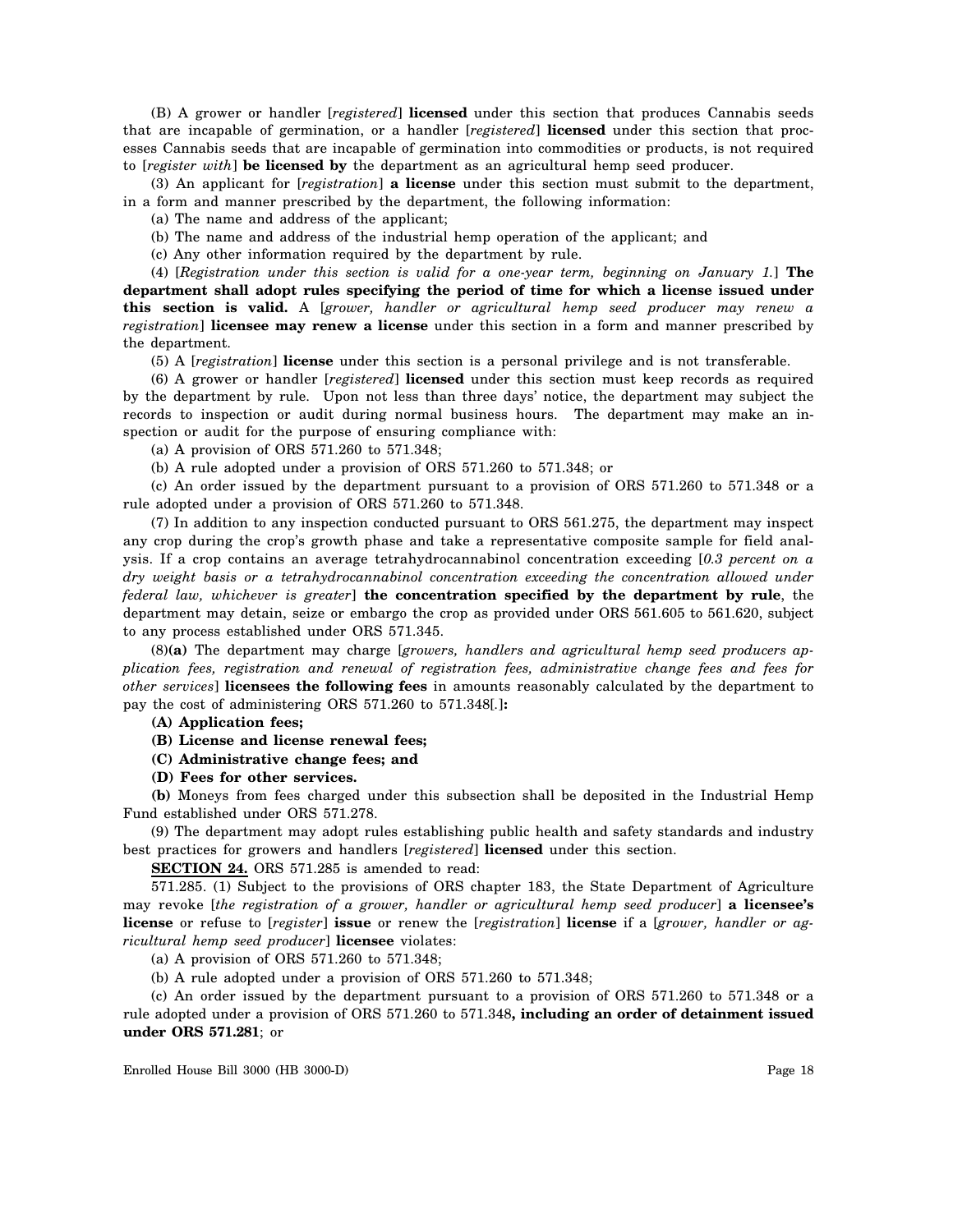(B) A grower or handler [*registered*] **licensed** under this section that produces Cannabis seeds that are incapable of germination, or a handler [*registered*] **licensed** under this section that processes Cannabis seeds that are incapable of germination into commodities or products, is not required to [*register with*] **be licensed by** the department as an agricultural hemp seed producer.

(3) An applicant for [*registration*] **a license** under this section must submit to the department, in a form and manner prescribed by the department, the following information:

(a) The name and address of the applicant;

(b) The name and address of the industrial hemp operation of the applicant; and

(c) Any other information required by the department by rule.

(4) [*Registration under this section is valid for a one-year term, beginning on January 1.*] **The department shall adopt rules specifying the period of time for which a license issued under this section is valid.** A [*grower, handler or agricultural hemp seed producer may renew a registration*] **licensee may renew a license** under this section in a form and manner prescribed by the department.

(5) A [*registration*] **license** under this section is a personal privilege and is not transferable.

(6) A grower or handler [*registered*] **licensed** under this section must keep records as required by the department by rule. Upon not less than three days' notice, the department may subject the records to inspection or audit during normal business hours. The department may make an inspection or audit for the purpose of ensuring compliance with:

(a) A provision of ORS 571.260 to 571.348;

(b) A rule adopted under a provision of ORS 571.260 to 571.348; or

(c) An order issued by the department pursuant to a provision of ORS 571.260 to 571.348 or a rule adopted under a provision of ORS 571.260 to 571.348.

(7) In addition to any inspection conducted pursuant to ORS 561.275, the department may inspect any crop during the crop's growth phase and take a representative composite sample for field analysis. If a crop contains an average tetrahydrocannabinol concentration exceeding [*0.3 percent on a dry weight basis or a tetrahydrocannabinol concentration exceeding the concentration allowed under federal law, whichever is greater*] **the concentration specified by the department by rule**, the department may detain, seize or embargo the crop as provided under ORS 561.605 to 561.620, subject to any process established under ORS 571.345.

(8)**(a)** The department may charge [*growers, handlers and agricultural hemp seed producers application fees, registration and renewal of registration fees, administrative change fees and fees for other services*] **licensees the following fees** in amounts reasonably calculated by the department to pay the cost of administering ORS 571.260 to 571.348[*.*]**:**

**(A) Application fees;**

**(B) License and license renewal fees;**

**(C) Administrative change fees; and**

**(D) Fees for other services.**

**(b)** Moneys from fees charged under this subsection shall be deposited in the Industrial Hemp Fund established under ORS 571.278.

(9) The department may adopt rules establishing public health and safety standards and industry best practices for growers and handlers [*registered*] **licensed** under this section.

**SECTION 24.** ORS 571.285 is amended to read:

571.285. (1) Subject to the provisions of ORS chapter 183, the State Department of Agriculture may revoke [*the registration of a grower, handler or agricultural hemp seed producer*] **a licensee's license** or refuse to [*register*] **issue** or renew the [*registration*] **license** if a [*grower, handler or agricultural hemp seed producer*] **licensee** violates:

(a) A provision of ORS 571.260 to 571.348;

(b) A rule adopted under a provision of ORS 571.260 to 571.348;

(c) An order issued by the department pursuant to a provision of ORS 571.260 to 571.348 or a rule adopted under a provision of ORS 571.260 to 571.348**, including an order of detainment issued under ORS 571.281**; or

Enrolled House Bill 3000 (HB 3000-D)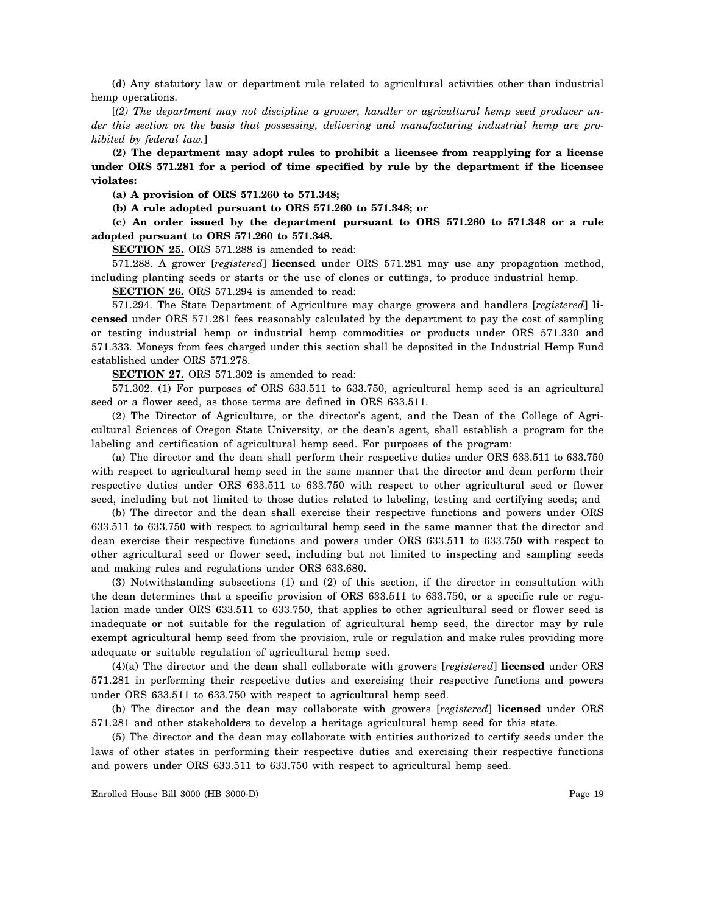(d) Any statutory law or department rule related to agricultural activities other than industrial hemp operations.

[*(2) The department may not discipline a grower, handler or agricultural hemp seed producer under this section on the basis that possessing, delivering and manufacturing industrial hemp are prohibited by federal law.*]

**(2) The department may adopt rules to prohibit a licensee from reapplying for a license under ORS 571.281 for a period of time specified by rule by the department if the licensee violates:**

**(a) A provision of ORS 571.260 to 571.348;**

**(b) A rule adopted pursuant to ORS 571.260 to 571.348; or**

**(c) An order issued by the department pursuant to ORS 571.260 to 571.348 or a rule adopted pursuant to ORS 571.260 to 571.348.**

**SECTION 25.** ORS 571.288 is amended to read:

571.288. A grower [*registered*] **licensed** under ORS 571.281 may use any propagation method, including planting seeds or starts or the use of clones or cuttings, to produce industrial hemp.

**SECTION 26.** ORS 571.294 is amended to read:

571.294. The State Department of Agriculture may charge growers and handlers [*registered*] **licensed** under ORS 571.281 fees reasonably calculated by the department to pay the cost of sampling or testing industrial hemp or industrial hemp commodities or products under ORS 571.330 and 571.333. Moneys from fees charged under this section shall be deposited in the Industrial Hemp Fund established under ORS 571.278.

**SECTION 27.** ORS 571.302 is amended to read:

571.302. (1) For purposes of ORS 633.511 to 633.750, agricultural hemp seed is an agricultural seed or a flower seed, as those terms are defined in ORS 633.511.

(2) The Director of Agriculture, or the director's agent, and the Dean of the College of Agricultural Sciences of Oregon State University, or the dean's agent, shall establish a program for the labeling and certification of agricultural hemp seed. For purposes of the program:

(a) The director and the dean shall perform their respective duties under ORS 633.511 to 633.750 with respect to agricultural hemp seed in the same manner that the director and dean perform their respective duties under ORS 633.511 to 633.750 with respect to other agricultural seed or flower seed, including but not limited to those duties related to labeling, testing and certifying seeds; and

(b) The director and the dean shall exercise their respective functions and powers under ORS 633.511 to 633.750 with respect to agricultural hemp seed in the same manner that the director and dean exercise their respective functions and powers under ORS 633.511 to 633.750 with respect to other agricultural seed or flower seed, including but not limited to inspecting and sampling seeds and making rules and regulations under ORS 633.680.

(3) Notwithstanding subsections (1) and (2) of this section, if the director in consultation with the dean determines that a specific provision of ORS 633.511 to 633.750, or a specific rule or regulation made under ORS 633.511 to 633.750, that applies to other agricultural seed or flower seed is inadequate or not suitable for the regulation of agricultural hemp seed, the director may by rule exempt agricultural hemp seed from the provision, rule or regulation and make rules providing more adequate or suitable regulation of agricultural hemp seed.

(4)(a) The director and the dean shall collaborate with growers [*registered*] **licensed** under ORS 571.281 in performing their respective duties and exercising their respective functions and powers under ORS 633.511 to 633.750 with respect to agricultural hemp seed.

(b) The director and the dean may collaborate with growers [*registered*] **licensed** under ORS 571.281 and other stakeholders to develop a heritage agricultural hemp seed for this state.

(5) The director and the dean may collaborate with entities authorized to certify seeds under the laws of other states in performing their respective duties and exercising their respective functions and powers under ORS 633.511 to 633.750 with respect to agricultural hemp seed.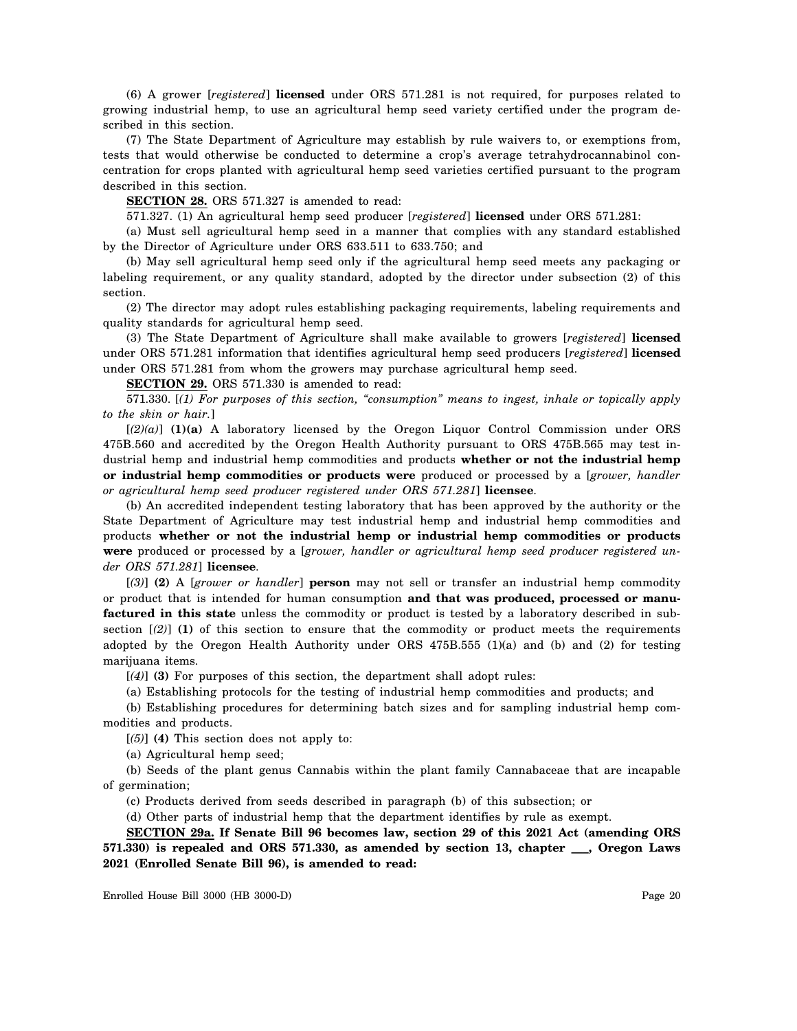(6) A grower [*registered*] **licensed** under ORS 571.281 is not required, for purposes related to growing industrial hemp, to use an agricultural hemp seed variety certified under the program described in this section.

(7) The State Department of Agriculture may establish by rule waivers to, or exemptions from, tests that would otherwise be conducted to determine a crop's average tetrahydrocannabinol concentration for crops planted with agricultural hemp seed varieties certified pursuant to the program described in this section.

**SECTION 28.** ORS 571.327 is amended to read:

571.327. (1) An agricultural hemp seed producer [*registered*] **licensed** under ORS 571.281:

(a) Must sell agricultural hemp seed in a manner that complies with any standard established by the Director of Agriculture under ORS 633.511 to 633.750; and

(b) May sell agricultural hemp seed only if the agricultural hemp seed meets any packaging or labeling requirement, or any quality standard, adopted by the director under subsection (2) of this section.

(2) The director may adopt rules establishing packaging requirements, labeling requirements and quality standards for agricultural hemp seed.

(3) The State Department of Agriculture shall make available to growers [*registered*] **licensed** under ORS 571.281 information that identifies agricultural hemp seed producers [*registered*] **licensed** under ORS 571.281 from whom the growers may purchase agricultural hemp seed.

**SECTION 29.** ORS 571.330 is amended to read:

571.330. [*(1) For purposes of this section, "consumption" means to ingest, inhale or topically apply to the skin or hair.*]

[*(2)(a)*] **(1)(a)** A laboratory licensed by the Oregon Liquor Control Commission under ORS 475B.560 and accredited by the Oregon Health Authority pursuant to ORS 475B.565 may test industrial hemp and industrial hemp commodities and products **whether or not the industrial hemp or industrial hemp commodities or products were** produced or processed by a [*grower, handler or agricultural hemp seed producer registered under ORS 571.281*] **licensee**.

(b) An accredited independent testing laboratory that has been approved by the authority or the State Department of Agriculture may test industrial hemp and industrial hemp commodities and products **whether or not the industrial hemp or industrial hemp commodities or products were** produced or processed by a [*grower, handler or agricultural hemp seed producer registered under ORS 571.281*] **licensee**.

[*(3)*] **(2)** A [*grower or handler*] **person** may not sell or transfer an industrial hemp commodity or product that is intended for human consumption **and that was produced, processed or manufactured in this state** unless the commodity or product is tested by a laboratory described in subsection [*(2)*] **(1)** of this section to ensure that the commodity or product meets the requirements adopted by the Oregon Health Authority under ORS 475B.555 (1)(a) and (b) and (2) for testing marijuana items.

[*(4)*] **(3)** For purposes of this section, the department shall adopt rules:

(a) Establishing protocols for the testing of industrial hemp commodities and products; and

(b) Establishing procedures for determining batch sizes and for sampling industrial hemp commodities and products.

[*(5)*] **(4)** This section does not apply to:

(a) Agricultural hemp seed;

(b) Seeds of the plant genus Cannabis within the plant family Cannabaceae that are incapable of germination;

(c) Products derived from seeds described in paragraph (b) of this subsection; or

(d) Other parts of industrial hemp that the department identifies by rule as exempt.

**SECTION 29a. If Senate Bill 96 becomes law, section 29 of this 2021 Act (amending ORS 571.330) is repealed and ORS 571.330, as amended by section 13, chapter ___, Oregon Laws 2021 (Enrolled Senate Bill 96), is amended to read:**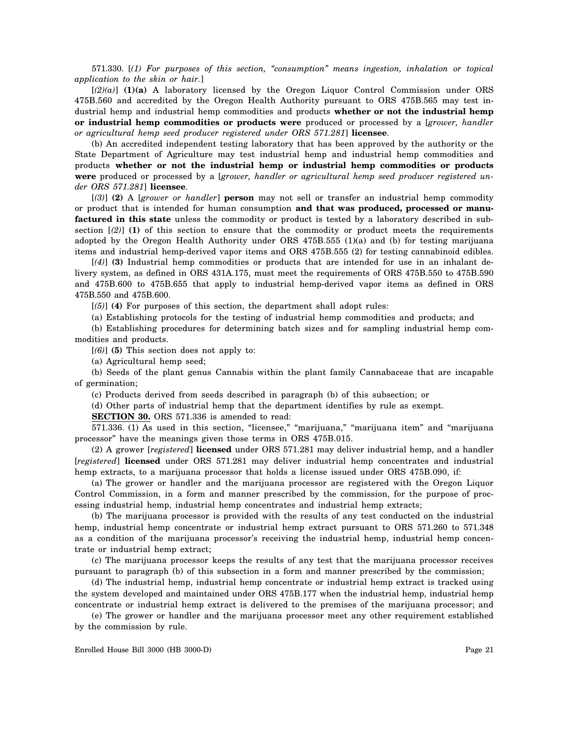571.330. [*(1) For purposes of this section, "consumption" means ingestion, inhalation or topical application to the skin or hair.*]

[*(2)(a)*] **(1)(a)** A laboratory licensed by the Oregon Liquor Control Commission under ORS 475B.560 and accredited by the Oregon Health Authority pursuant to ORS 475B.565 may test industrial hemp and industrial hemp commodities and products **whether or not the industrial hemp or industrial hemp commodities or products were** produced or processed by a [*grower, handler or agricultural hemp seed producer registered under ORS 571.281*] **licensee**.

(b) An accredited independent testing laboratory that has been approved by the authority or the State Department of Agriculture may test industrial hemp and industrial hemp commodities and products **whether or not the industrial hemp or industrial hemp commodities or products were** produced or processed by a [*grower, handler or agricultural hemp seed producer registered under ORS 571.281*] **licensee**.

[*(3)*] **(2)** A [*grower or handler*] **person** may not sell or transfer an industrial hemp commodity or product that is intended for human consumption **and that was produced, processed or manufactured in this state** unless the commodity or product is tested by a laboratory described in subsection [*(2)*] **(1)** of this section to ensure that the commodity or product meets the requirements adopted by the Oregon Health Authority under ORS 475B.555 (1)(a) and (b) for testing marijuana items and industrial hemp-derived vapor items and ORS 475B.555 (2) for testing cannabinoid edibles.

[*(4)*] **(3)** Industrial hemp commodities or products that are intended for use in an inhalant delivery system, as defined in ORS 431A.175, must meet the requirements of ORS 475B.550 to 475B.590 and 475B.600 to 475B.655 that apply to industrial hemp-derived vapor items as defined in ORS 475B.550 and 475B.600.

[*(5)*] **(4)** For purposes of this section, the department shall adopt rules:

(a) Establishing protocols for the testing of industrial hemp commodities and products; and

(b) Establishing procedures for determining batch sizes and for sampling industrial hemp commodities and products.

[*(6)*] **(5)** This section does not apply to:

(a) Agricultural hemp seed;

(b) Seeds of the plant genus Cannabis within the plant family Cannabaceae that are incapable of germination;

(c) Products derived from seeds described in paragraph (b) of this subsection; or

(d) Other parts of industrial hemp that the department identifies by rule as exempt.

**SECTION 30.** ORS 571.336 is amended to read:

571.336. (1) As used in this section, "licensee," "marijuana," "marijuana item" and "marijuana processor" have the meanings given those terms in ORS 475B.015.

(2) A grower [*registered*] **licensed** under ORS 571.281 may deliver industrial hemp, and a handler [*registered*] **licensed** under ORS 571.281 may deliver industrial hemp concentrates and industrial hemp extracts, to a marijuana processor that holds a license issued under ORS 475B.090, if:

(a) The grower or handler and the marijuana processor are registered with the Oregon Liquor Control Commission, in a form and manner prescribed by the commission, for the purpose of processing industrial hemp, industrial hemp concentrates and industrial hemp extracts;

(b) The marijuana processor is provided with the results of any test conducted on the industrial hemp, industrial hemp concentrate or industrial hemp extract pursuant to ORS 571.260 to 571.348 as a condition of the marijuana processor's receiving the industrial hemp, industrial hemp concentrate or industrial hemp extract;

(c) The marijuana processor keeps the results of any test that the marijuana processor receives pursuant to paragraph (b) of this subsection in a form and manner prescribed by the commission;

(d) The industrial hemp, industrial hemp concentrate or industrial hemp extract is tracked using the system developed and maintained under ORS 475B.177 when the industrial hemp, industrial hemp concentrate or industrial hemp extract is delivered to the premises of the marijuana processor; and

(e) The grower or handler and the marijuana processor meet any other requirement established by the commission by rule.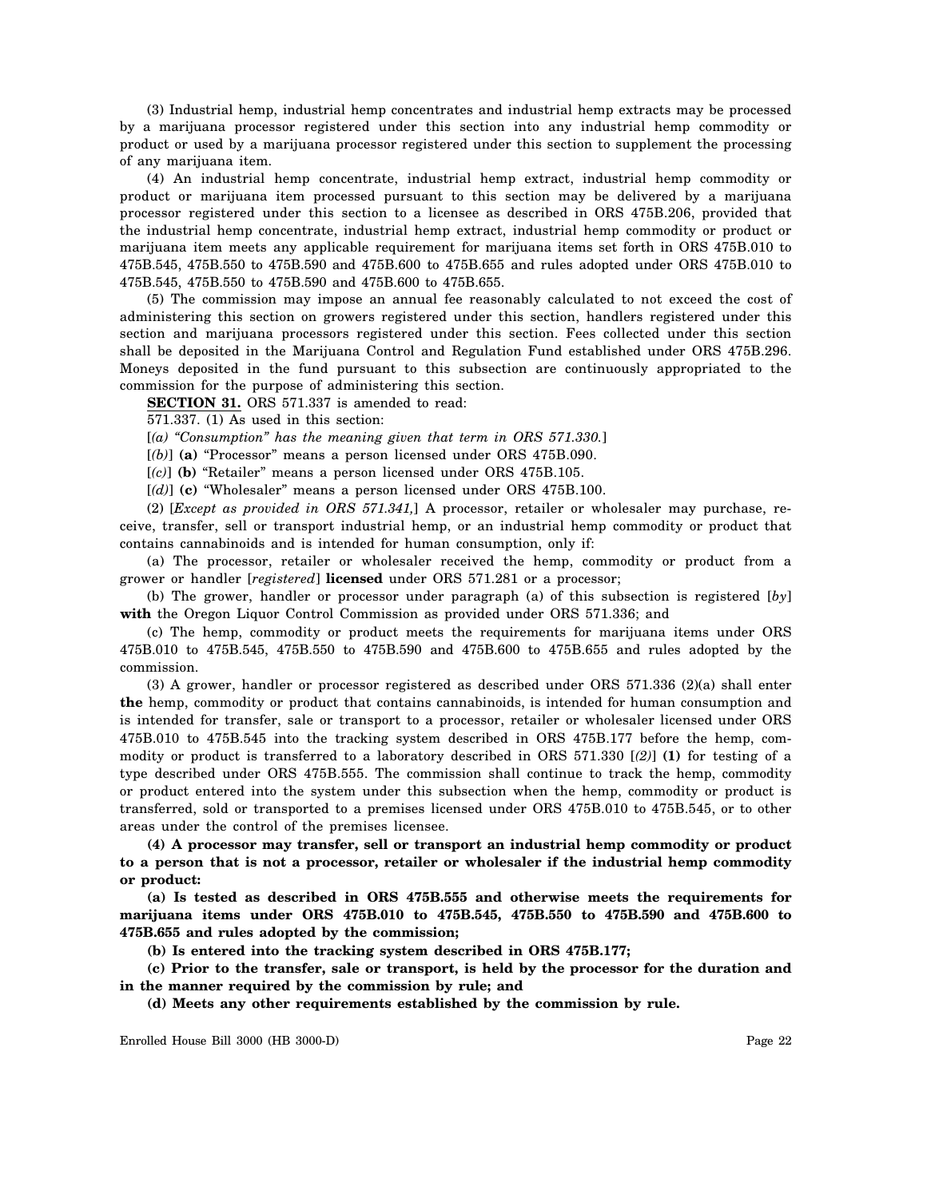(3) Industrial hemp, industrial hemp concentrates and industrial hemp extracts may be processed by a marijuana processor registered under this section into any industrial hemp commodity or product or used by a marijuana processor registered under this section to supplement the processing of any marijuana item.

(4) An industrial hemp concentrate, industrial hemp extract, industrial hemp commodity or product or marijuana item processed pursuant to this section may be delivered by a marijuana processor registered under this section to a licensee as described in ORS 475B.206, provided that the industrial hemp concentrate, industrial hemp extract, industrial hemp commodity or product or marijuana item meets any applicable requirement for marijuana items set forth in ORS 475B.010 to 475B.545, 475B.550 to 475B.590 and 475B.600 to 475B.655 and rules adopted under ORS 475B.010 to 475B.545, 475B.550 to 475B.590 and 475B.600 to 475B.655.

(5) The commission may impose an annual fee reasonably calculated to not exceed the cost of administering this section on growers registered under this section, handlers registered under this section and marijuana processors registered under this section. Fees collected under this section shall be deposited in the Marijuana Control and Regulation Fund established under ORS 475B.296. Moneys deposited in the fund pursuant to this subsection are continuously appropriated to the commission for the purpose of administering this section.

**SECTION 31.** ORS 571.337 is amended to read:

571.337. (1) As used in this section:

[*(a) "Consumption" has the meaning given that term in ORS 571.330.*]

[*(b)*] **(a)** "Processor" means a person licensed under ORS 475B.090.

[*(c)*] **(b)** "Retailer" means a person licensed under ORS 475B.105.

[*(d)*] **(c)** "Wholesaler" means a person licensed under ORS 475B.100.

(2) [*Except as provided in ORS 571.341,*] A processor, retailer or wholesaler may purchase, receive, transfer, sell or transport industrial hemp, or an industrial hemp commodity or product that contains cannabinoids and is intended for human consumption, only if:

(a) The processor, retailer or wholesaler received the hemp, commodity or product from a grower or handler [*registered*] **licensed** under ORS 571.281 or a processor;

(b) The grower, handler or processor under paragraph (a) of this subsection is registered [*by*] **with** the Oregon Liquor Control Commission as provided under ORS 571.336; and

(c) The hemp, commodity or product meets the requirements for marijuana items under ORS 475B.010 to 475B.545, 475B.550 to 475B.590 and 475B.600 to 475B.655 and rules adopted by the commission.

(3) A grower, handler or processor registered as described under ORS 571.336 (2)(a) shall enter **the** hemp, commodity or product that contains cannabinoids, is intended for human consumption and is intended for transfer, sale or transport to a processor, retailer or wholesaler licensed under ORS 475B.010 to 475B.545 into the tracking system described in ORS 475B.177 before the hemp, commodity or product is transferred to a laboratory described in ORS 571.330 [*(2)*] **(1)** for testing of a type described under ORS 475B.555. The commission shall continue to track the hemp, commodity or product entered into the system under this subsection when the hemp, commodity or product is transferred, sold or transported to a premises licensed under ORS 475B.010 to 475B.545, or to other areas under the control of the premises licensee.

**(4) A processor may transfer, sell or transport an industrial hemp commodity or product to a person that is not a processor, retailer or wholesaler if the industrial hemp commodity or product:**

**(a) Is tested as described in ORS 475B.555 and otherwise meets the requirements for marijuana items under ORS 475B.010 to 475B.545, 475B.550 to 475B.590 and 475B.600 to 475B.655 and rules adopted by the commission;**

**(b) Is entered into the tracking system described in ORS 475B.177;**

**(c) Prior to the transfer, sale or transport, is held by the processor for the duration and in the manner required by the commission by rule; and**

**(d) Meets any other requirements established by the commission by rule.**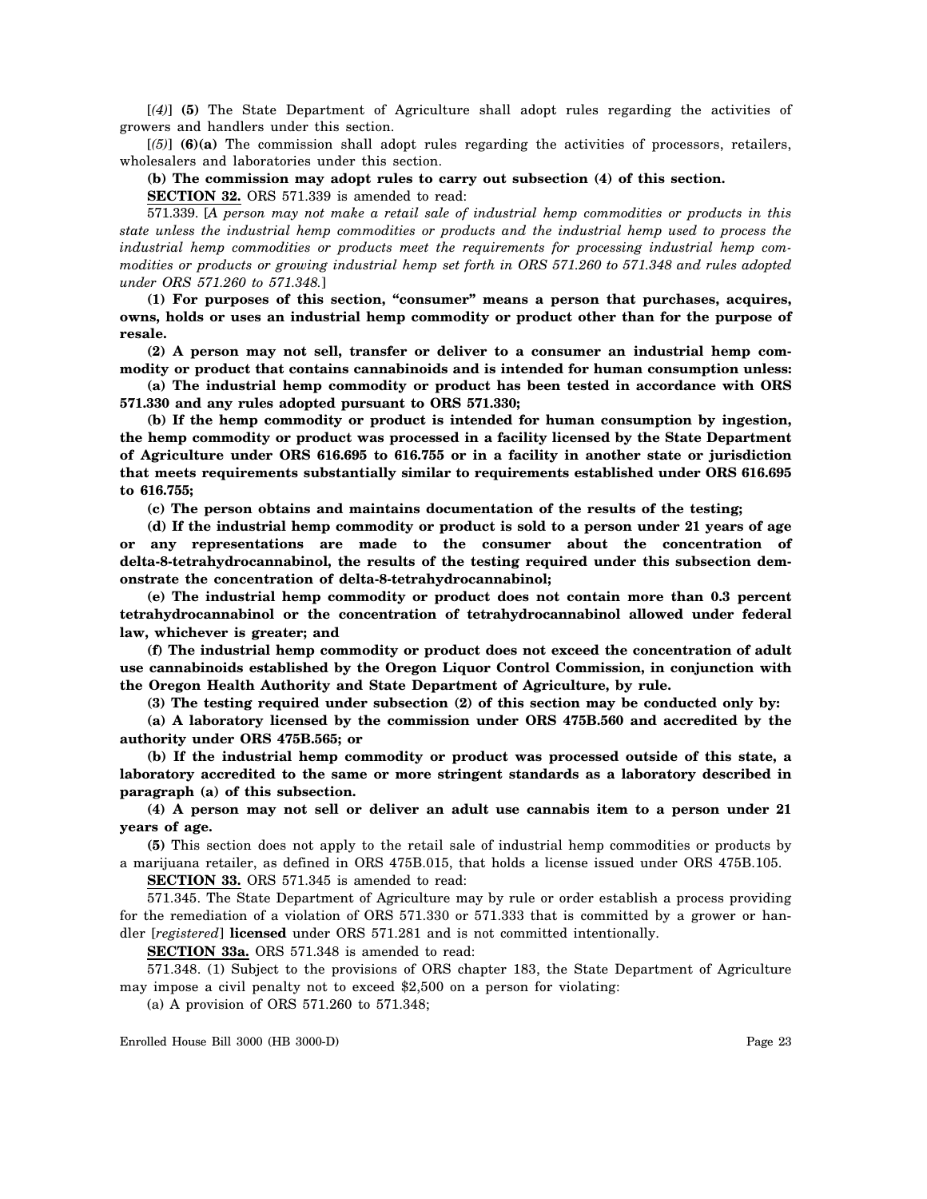[*(4)*] **(5)** The State Department of Agriculture shall adopt rules regarding the activities of growers and handlers under this section.

[*(5)*] **(6)(a)** The commission shall adopt rules regarding the activities of processors, retailers, wholesalers and laboratories under this section.

**(b) The commission may adopt rules to carry out subsection (4) of this section.**

**SECTION 32.** ORS 571.339 is amended to read:

571.339. [*A person may not make a retail sale of industrial hemp commodities or products in this state unless the industrial hemp commodities or products and the industrial hemp used to process the industrial hemp commodities or products meet the requirements for processing industrial hemp commodities or products or growing industrial hemp set forth in ORS 571.260 to 571.348 and rules adopted under ORS 571.260 to 571.348.*]

**(1) For purposes of this section, "consumer" means a person that purchases, acquires, owns, holds or uses an industrial hemp commodity or product other than for the purpose of resale.**

**(2) A person may not sell, transfer or deliver to a consumer an industrial hemp commodity or product that contains cannabinoids and is intended for human consumption unless:**

**(a) The industrial hemp commodity or product has been tested in accordance with ORS 571.330 and any rules adopted pursuant to ORS 571.330;**

**(b) If the hemp commodity or product is intended for human consumption by ingestion, the hemp commodity or product was processed in a facility licensed by the State Department of Agriculture under ORS 616.695 to 616.755 or in a facility in another state or jurisdiction that meets requirements substantially similar to requirements established under ORS 616.695 to 616.755;**

**(c) The person obtains and maintains documentation of the results of the testing;**

**(d) If the industrial hemp commodity or product is sold to a person under 21 years of age or any representations are made to the consumer about the concentration of delta-8-tetrahydrocannabinol, the results of the testing required under this subsection demonstrate the concentration of delta-8-tetrahydrocannabinol;**

**(e) The industrial hemp commodity or product does not contain more than 0.3 percent tetrahydrocannabinol or the concentration of tetrahydrocannabinol allowed under federal law, whichever is greater; and**

**(f) The industrial hemp commodity or product does not exceed the concentration of adult use cannabinoids established by the Oregon Liquor Control Commission, in conjunction with the Oregon Health Authority and State Department of Agriculture, by rule.**

**(3) The testing required under subsection (2) of this section may be conducted only by:**

**(a) A laboratory licensed by the commission under ORS 475B.560 and accredited by the authority under ORS 475B.565; or**

**(b) If the industrial hemp commodity or product was processed outside of this state, a laboratory accredited to the same or more stringent standards as a laboratory described in paragraph (a) of this subsection.**

**(4) A person may not sell or deliver an adult use cannabis item to a person under 21 years of age.**

**(5)** This section does not apply to the retail sale of industrial hemp commodities or products by a marijuana retailer, as defined in ORS 475B.015, that holds a license issued under ORS 475B.105.

**SECTION 33.** ORS 571.345 is amended to read:

571.345. The State Department of Agriculture may by rule or order establish a process providing for the remediation of a violation of ORS 571.330 or 571.333 that is committed by a grower or handler [*registered*] **licensed** under ORS 571.281 and is not committed intentionally.

**SECTION 33a.** ORS 571.348 is amended to read:

571.348. (1) Subject to the provisions of ORS chapter 183, the State Department of Agriculture may impose a civil penalty not to exceed $2,500 on a person for violating:

(a) A provision of ORS 571.260 to 571.348;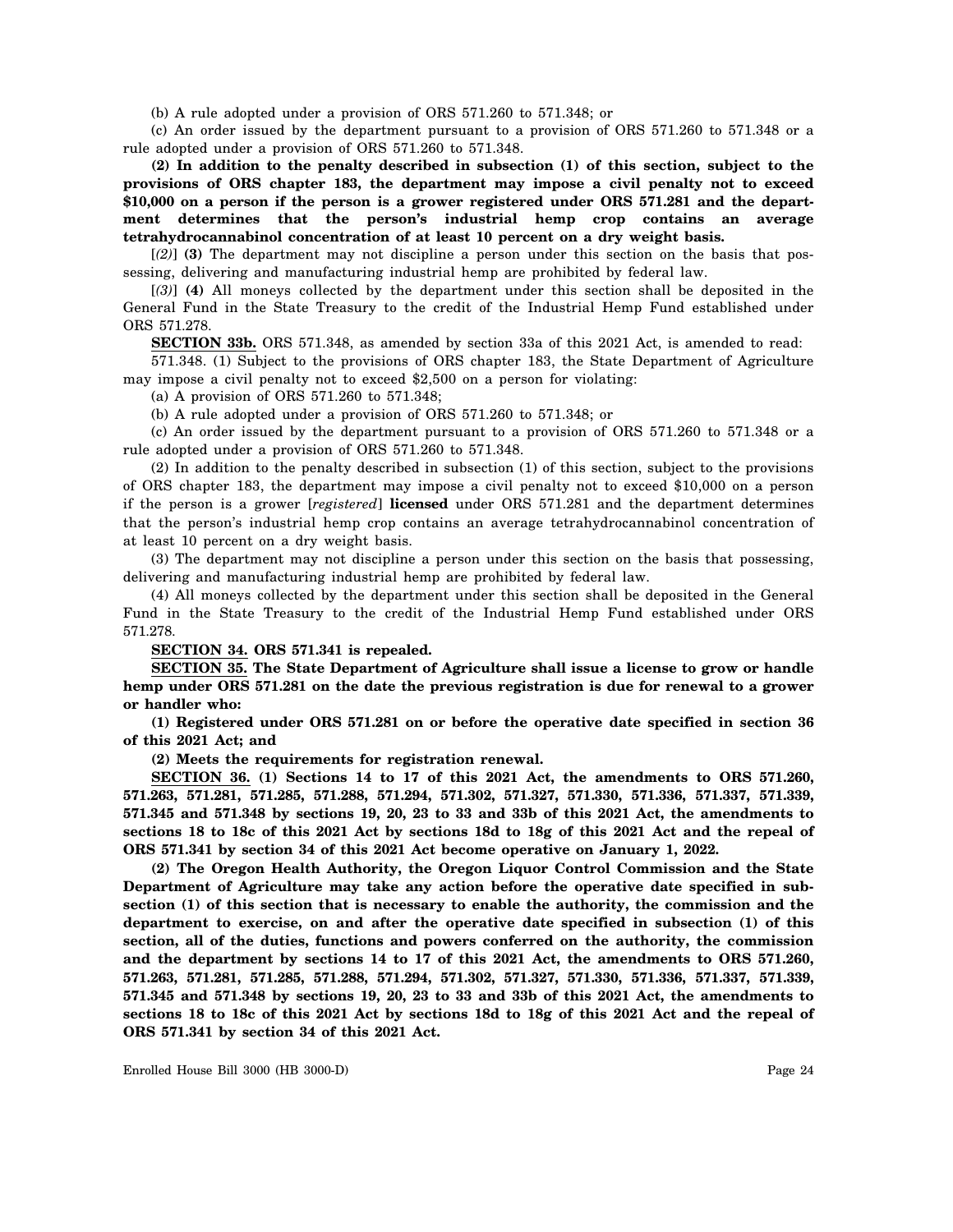(b) A rule adopted under a provision of ORS 571.260 to 571.348; or

(c) An order issued by the department pursuant to a provision of ORS 571.260 to 571.348 or a rule adopted under a provision of ORS 571.260 to 571.348.

**(2) In addition to the penalty described in subsection (1) of this section, subject to the provisions of ORS chapter 183, the department may impose a civil penalty not to exceed $10,000 on a person if the person is a grower registered under ORS 571.281 and the department determines that the person's industrial hemp crop contains an average tetrahydrocannabinol concentration of at least 10 percent on a dry weight basis.**

[*(2)*] **(3)** The department may not discipline a person under this section on the basis that possessing, delivering and manufacturing industrial hemp are prohibited by federal law.

[*(3)*] **(4)** All moneys collected by the department under this section shall be deposited in the General Fund in the State Treasury to the credit of the Industrial Hemp Fund established under ORS 571.278.

**SECTION 33b.** ORS 571.348, as amended by section 33a of this 2021 Act, is amended to read:

571.348. (1) Subject to the provisions of ORS chapter 183, the State Department of Agriculture may impose a civil penalty not to exceed $2,500 on a person for violating:

(a) A provision of ORS 571.260 to 571.348;

(b) A rule adopted under a provision of ORS 571.260 to 571.348; or

(c) An order issued by the department pursuant to a provision of ORS 571.260 to 571.348 or a rule adopted under a provision of ORS 571.260 to 571.348.

(2) In addition to the penalty described in subsection (1) of this section, subject to the provisions of ORS chapter 183, the department may impose a civil penalty not to exceed $10,000 on a person if the person is a grower [*registered*] **licensed** under ORS 571.281 and the department determines that the person's industrial hemp crop contains an average tetrahydrocannabinol concentration of at least 10 percent on a dry weight basis.

(3) The department may not discipline a person under this section on the basis that possessing, delivering and manufacturing industrial hemp are prohibited by federal law.

(4) All moneys collected by the department under this section shall be deposited in the General Fund in the State Treasury to the credit of the Industrial Hemp Fund established under ORS 571.278.

**SECTION 34. ORS 571.341 is repealed.**

**SECTION 35. The State Department of Agriculture shall issue a license to grow or handle hemp under ORS 571.281 on the date the previous registration is due for renewal to a grower or handler who:**

**(1) Registered under ORS 571.281 on or before the operative date specified in section 36 of this 2021 Act; and**

**(2) Meets the requirements for registration renewal.**

**SECTION 36. (1) Sections 14 to 17 of this 2021 Act, the amendments to ORS 571.260, 571.263, 571.281, 571.285, 571.288, 571.294, 571.302, 571.327, 571.330, 571.336, 571.337, 571.339, 571.345 and 571.348 by sections 19, 20, 23 to 33 and 33b of this 2021 Act, the amendments to sections 18 to 18c of this 2021 Act by sections 18d to 18g of this 2021 Act and the repeal of ORS 571.341 by section 34 of this 2021 Act become operative on January 1, 2022.**

**(2) The Oregon Health Authority, the Oregon Liquor Control Commission and the State Department of Agriculture may take any action before the operative date specified in subsection (1) of this section that is necessary to enable the authority, the commission and the department to exercise, on and after the operative date specified in subsection (1) of this section, all of the duties, functions and powers conferred on the authority, the commission and the department by sections 14 to 17 of this 2021 Act, the amendments to ORS 571.260, 571.263, 571.281, 571.285, 571.288, 571.294, 571.302, 571.327, 571.330, 571.336, 571.337, 571.339, 571.345 and 571.348 by sections 19, 20, 23 to 33 and 33b of this 2021 Act, the amendments to sections 18 to 18c of this 2021 Act by sections 18d to 18g of this 2021 Act and the repeal of ORS 571.341 by section 34 of this 2021 Act.**

Enrolled House Bill 3000 (HB 3000-D)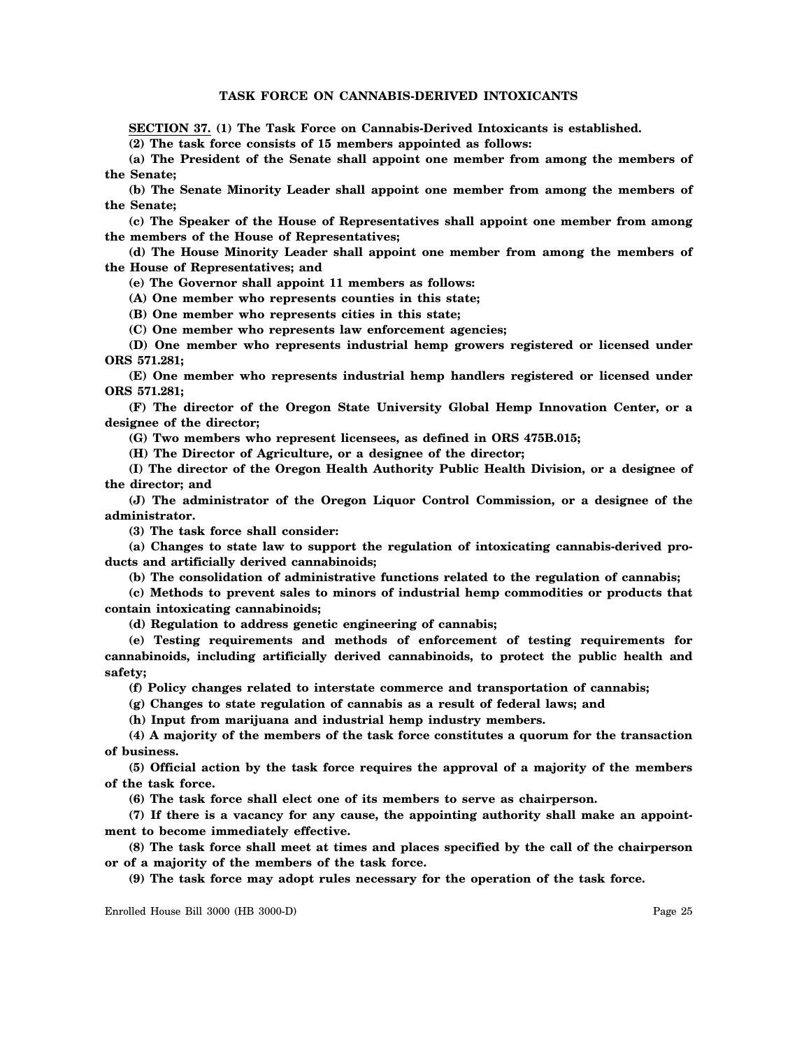## TASK FORCE ON CANNABIS-DERIVED INTOXICANTS

**SECTION 37. (1) The Task Force on Cannabis-Derived Intoxicants is established.**

**(2) The task force consists of 15 members appointed as follows:**

**(a) The President of the Senate shall appoint one member from among the members of the Senate;**

**(b) The Senate Minority Leader shall appoint one member from among the members of the Senate;**

**(c) The Speaker of the House of Representatives shall appoint one member from among the members of the House of Representatives;**

**(d) The House Minority Leader shall appoint one member from among the members of the House of Representatives; and**

**(e) The Governor shall appoint 11 members as follows:**

**(A) One member who represents counties in this state;**

**(B) One member who represents cities in this state;**

**(C) One member who represents law enforcement agencies;**

**(D) One member who represents industrial hemp growers registered or licensed under ORS 571.281;**

**(E) One member who represents industrial hemp handlers registered or licensed under ORS 571.281;**

**(F) The director of the Oregon State University Global Hemp Innovation Center, or a designee of the director;**

**(G) Two members who represent licensees, as defined in ORS 475B.015;**

**(H) The Director of Agriculture, or a designee of the director;**

**(I) The director of the Oregon Health Authority Public Health Division, or a designee of the director; and**

**(J) The administrator of the Oregon Liquor Control Commission, or a designee of the administrator.**

**(3) The task force shall consider:**

**(a) Changes to state law to support the regulation of intoxicating cannabis-derived products and artificially derived cannabinoids;**

**(b) The consolidation of administrative functions related to the regulation of cannabis;**

**(c) Methods to prevent sales to minors of industrial hemp commodities or products that contain intoxicating cannabinoids;**

**(d) Regulation to address genetic engineering of cannabis;**

**(e) Testing requirements and methods of enforcement of testing requirements for cannabinoids, including artificially derived cannabinoids, to protect the public health and safety;**

**(f) Policy changes related to interstate commerce and transportation of cannabis;**

**(g) Changes to state regulation of cannabis as a result of federal laws; and**

**(h) Input from marijuana and industrial hemp industry members.**

**(4) A majority of the members of the task force constitutes a quorum for the transaction of business.**

**(5) Official action by the task force requires the approval of a majority of the members of the task force.**

**(6) The task force shall elect one of its members to serve as chairperson.**

**(7) If there is a vacancy for any cause, the appointing authority shall make an appointment to become immediately effective.**

**(8) The task force shall meet at times and places specified by the call of the chairperson or of a majority of the members of the task force.**

**(9) The task force may adopt rules necessary for the operation of the task force.**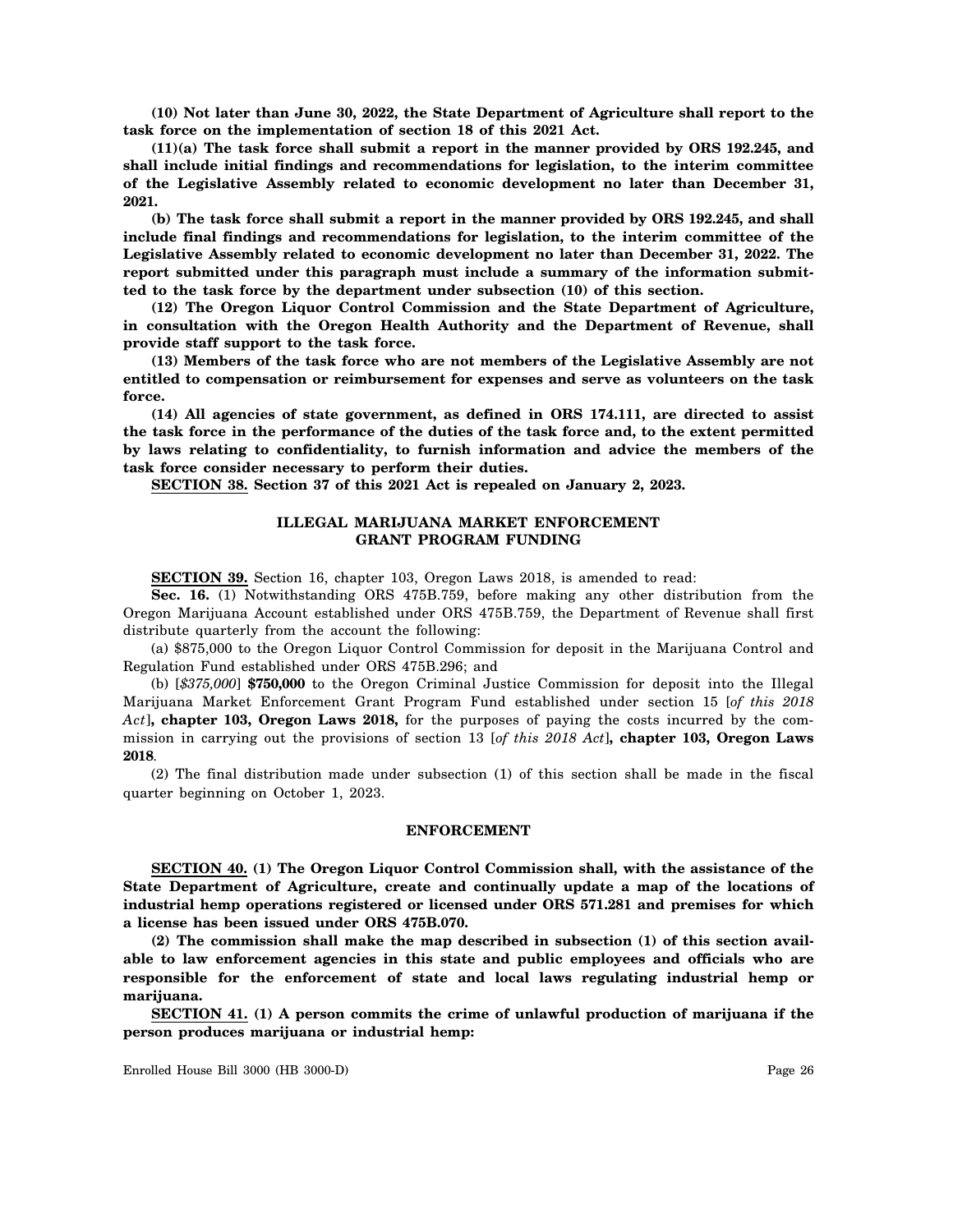**(10) Not later than June 30, 2022, the State Department of Agriculture shall report to the task force on the implementation of section 18 of this 2021 Act.**

**(11)(a) The task force shall submit a report in the manner provided by ORS 192.245, and shall include initial findings and recommendations for legislation, to the interim committee of the Legislative Assembly related to economic development no later than December 31, 2021.**

**(b) The task force shall submit a report in the manner provided by ORS 192.245, and shall include final findings and recommendations for legislation, to the interim committee of the Legislative Assembly related to economic development no later than December 31, 2022. The report submitted under this paragraph must include a summary of the information submitted to the task force by the department under subsection (10) of this section.**

**(12) The Oregon Liquor Control Commission and the State Department of Agriculture, in consultation with the Oregon Health Authority and the Department of Revenue, shall provide staff support to the task force.**

**(13) Members of the task force who are not members of the Legislative Assembly are not entitled to compensation or reimbursement for expenses and serve as volunteers on the task force.**

**(14) All agencies of state government, as defined in ORS 174.111, are directed to assist the task force in the performance of the duties of the task force and, to the extent permitted by laws relating to confidentiality, to furnish information and advice the members of the task force consider necessary to perform their duties.**

**SECTION 38. Section 37 of this 2021 Act is repealed on January 2, 2023.**

### ILLEGAL MARIJUANA MARKET ENFORCEMENT GRANT PROGRAM FUNDING

**SECTION 39.** Section 16, chapter 103, Oregon Laws 2018, is amended to read:

**Sec. 16.** (1) Notwithstanding ORS 475B.759, before making any other distribution from the Oregon Marijuana Account established under ORS 475B.759, the Department of Revenue shall first distribute quarterly from the account the following:

(a) $875,000 to the Oregon Liquor Control Commission for deposit in the Marijuana Control and Regulation Fund established under ORS 475B.296; and

(b) [*$375,000*] **$750,000** to the Oregon Criminal Justice Commission for deposit into the Illegal Marijuana Market Enforcement Grant Program Fund established under section 15 [*of this 2018 Act*]**, chapter 103, Oregon Laws 2018,** for the purposes of paying the costs incurred by the commission in carrying out the provisions of section 13 [*of this 2018 Act*]**, chapter 103, Oregon Laws 2018**.

(2) The final distribution made under subsection (1) of this section shall be made in the fiscal quarter beginning on October 1, 2023.

### ENFORCEMENT

**SECTION 40. (1) The Oregon Liquor Control Commission shall, with the assistance of the State Department of Agriculture, create and continually update a map of the locations of industrial hemp operations registered or licensed under ORS 571.281 and premises for which a license has been issued under ORS 475B.070.**

**(2) The commission shall make the map described in subsection (1) of this section available to law enforcement agencies in this state and public employees and officials who are responsible for the enforcement of state and local laws regulating industrial hemp or marijuana.**

**SECTION 41. (1) A person commits the crime of unlawful production of marijuana if the person produces marijuana or industrial hemp:**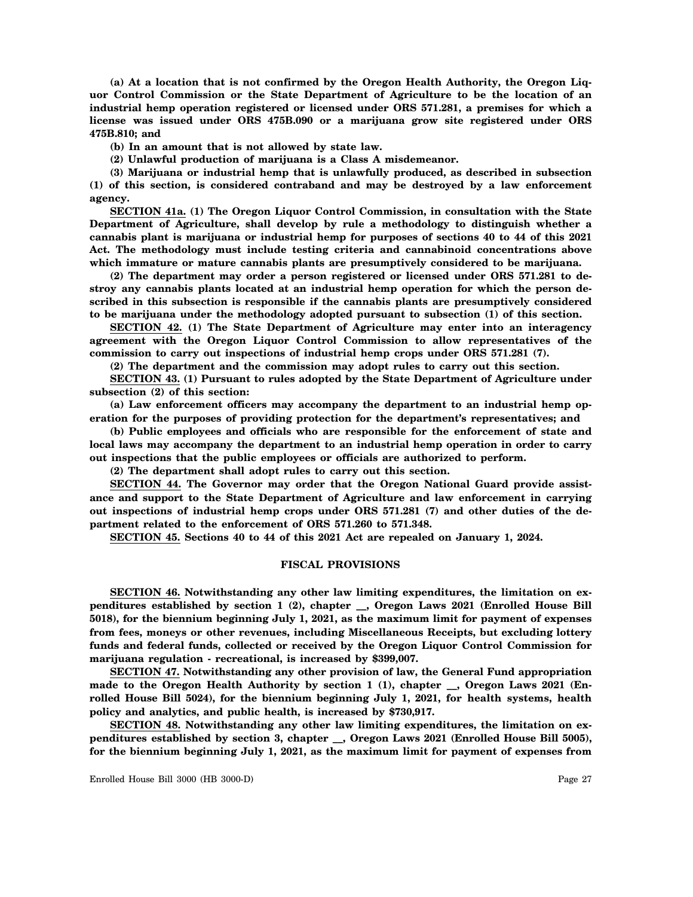**(a) At a location that is not confirmed by the Oregon Health Authority, the Oregon Liquor Control Commission or the State Department of Agriculture to be the location of an industrial hemp operation registered or licensed under ORS 571.281, a premises for which a license was issued under ORS 475B.090 or a marijuana grow site registered under ORS 475B.810; and**

**(b) In an amount that is not allowed by state law.**

**(2) Unlawful production of marijuana is a Class A misdemeanor.**

**(3) Marijuana or industrial hemp that is unlawfully produced, as described in subsection (1) of this section, is considered contraband and may be destroyed by a law enforcement agency.**

**SECTION 41a. (1) The Oregon Liquor Control Commission, in consultation with the State Department of Agriculture, shall develop by rule a methodology to distinguish whether a cannabis plant is marijuana or industrial hemp for purposes of sections 40 to 44 of this 2021 Act. The methodology must include testing criteria and cannabinoid concentrations above which immature or mature cannabis plants are presumptively considered to be marijuana.**

**(2) The department may order a person registered or licensed under ORS 571.281 to destroy any cannabis plants located at an industrial hemp operation for which the person described in this subsection is responsible if the cannabis plants are presumptively considered to be marijuana under the methodology adopted pursuant to subsection (1) of this section.**

**SECTION 42. (1) The State Department of Agriculture may enter into an interagency agreement with the Oregon Liquor Control Commission to allow representatives of the commission to carry out inspections of industrial hemp crops under ORS 571.281 (7).**

**(2) The department and the commission may adopt rules to carry out this section.**

**SECTION 43. (1) Pursuant to rules adopted by the State Department of Agriculture under subsection (2) of this section:**

**(a) Law enforcement officers may accompany the department to an industrial hemp operation for the purposes of providing protection for the department's representatives; and**

**(b) Public employees and officials who are responsible for the enforcement of state and local laws may accompany the department to an industrial hemp operation in order to carry out inspections that the public employees or officials are authorized to perform.**

**(2) The department shall adopt rules to carry out this section.**

**SECTION 44. The Governor may order that the Oregon National Guard provide assistance and support to the State Department of Agriculture and law enforcement in carrying out inspections of industrial hemp crops under ORS 571.281 (7) and other duties of the department related to the enforcement of ORS 571.260 to 571.348.**

**SECTION 45. Sections 40 to 44 of this 2021 Act are repealed on January 1, 2024.**

## FISCAL PROVISIONS

**SECTION 46. Notwithstanding any other law limiting expenditures, the limitation on expenditures established by section 1 (2), chapter __, Oregon Laws 2021 (Enrolled House Bill 5018), for the biennium beginning July 1, 2021, as the maximum limit for payment of expenses from fees, moneys or other revenues, including Miscellaneous Receipts, but excluding lottery funds and federal funds, collected or received by the Oregon Liquor Control Commission for marijuana regulation - recreational, is increased by $399,007.**

**SECTION 47. Notwithstanding any other provision of law, the General Fund appropriation made to the Oregon Health Authority by section 1 (1), chapter __, Oregon Laws 2021 (Enrolled House Bill 5024), for the biennium beginning July 1, 2021, for health systems, health policy and analytics, and public health, is increased by $730,917.**

**SECTION 48. Notwithstanding any other law limiting expenditures, the limitation on expenditures established by section 3, chapter __, Oregon Laws 2021 (Enrolled House Bill 5005), for the biennium beginning July 1, 2021, as the maximum limit for payment of expenses from**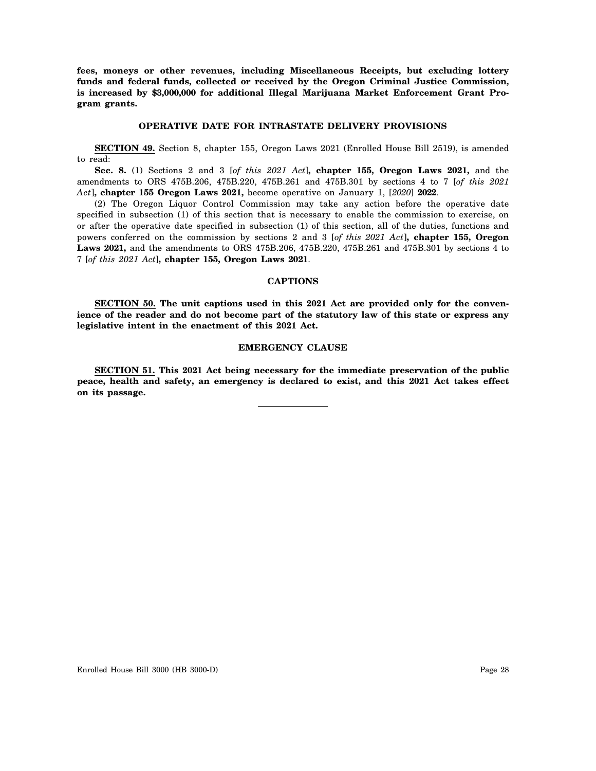**fees, moneys or other revenues, including Miscellaneous Receipts, but excluding lottery funds and federal funds, collected or received by the Oregon Criminal Justice Commission, is increased by $3,000,000 for additional Illegal Marijuana Market Enforcement Grant Program grants.**

### OPERATIVE DATE FOR INTRASTATE DELIVERY PROVISIONS

**SECTION 49.** Section 8, chapter 155, Oregon Laws 2021 (Enrolled House Bill 2519), is amended to read:

**Sec. 8.** (1) Sections 2 and 3 [*of this 2021 Act*]**, chapter 155, Oregon Laws 2021,** and the amendments to ORS 475B.206, 475B.220, 475B.261 and 475B.301 by sections 4 to 7 [*of this 2021 Act*]**, chapter 155 Oregon Laws 2021,** become operative on January 1, [*2020*] **2022**.

(2) The Oregon Liquor Control Commission may take any action before the operative date specified in subsection (1) of this section that is necessary to enable the commission to exercise, on or after the operative date specified in subsection (1) of this section, all of the duties, functions and powers conferred on the commission by sections 2 and 3 [*of this 2021 Act*]**, chapter 155, Oregon Laws 2021,** and the amendments to ORS 475B.206, 475B.220, 475B.261 and 475B.301 by sections 4 to 7 [*of this 2021 Act*]**, chapter 155, Oregon Laws 2021**.

### CAPTIONS

**SECTION 50. The unit captions used in this 2021 Act are provided only for the convenience of the reader and do not become part of the statutory law of this state or express any legislative intent in the enactment of this 2021 Act.**

### EMERGENCY CLAUSE

**SECTION 51. This 2021 Act being necessary for the immediate preservation of the public peace, health and safety, an emergency is declared to exist, and this 2021 Act takes effect on its passage.**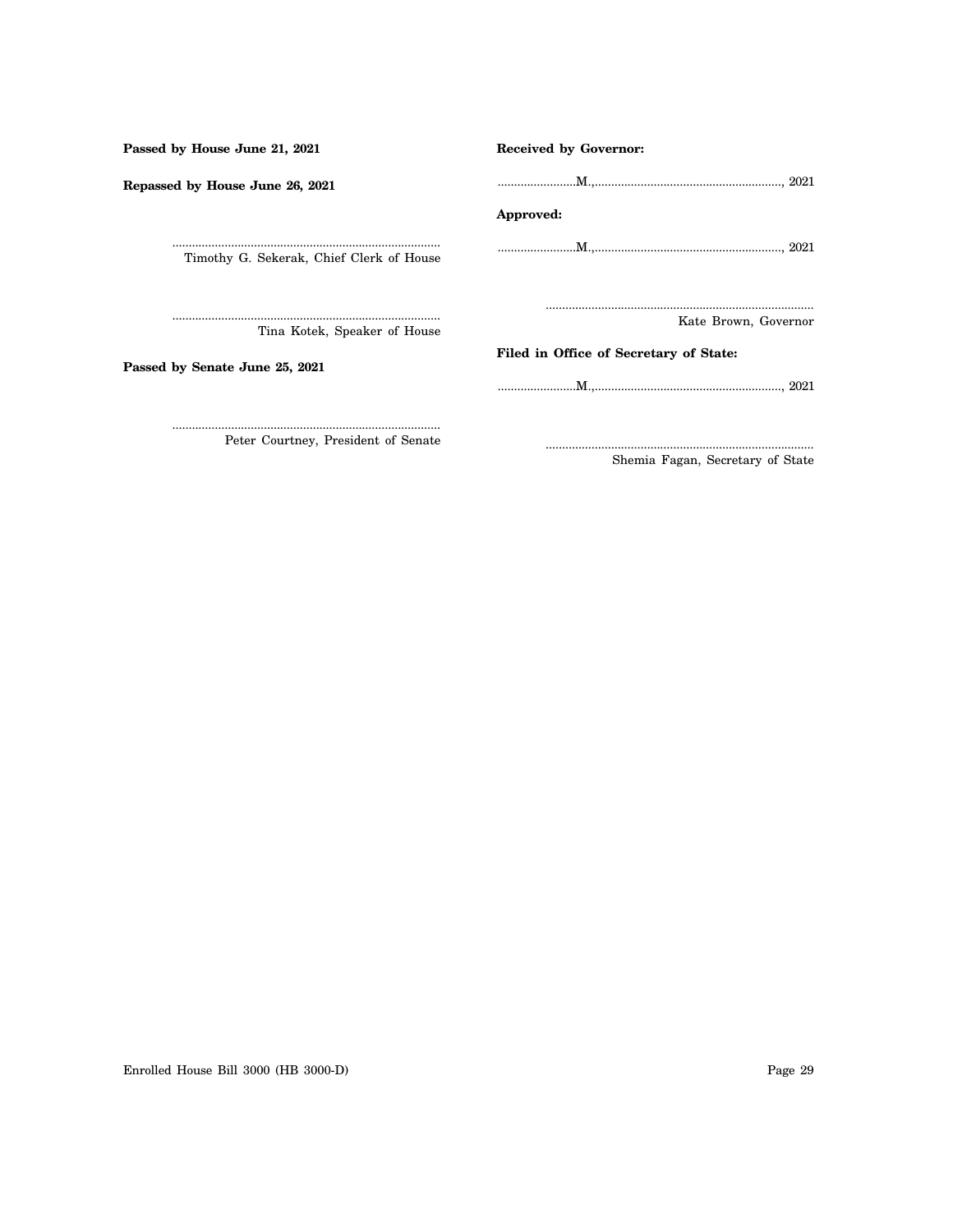**Passed by House June 21, 2021**

**Repassed by House June 26, 2021**

.................................................................................
Timothy G. Sekerak, Chief Clerk of House

.................................................................................
Tina Kotek, Speaker of House

**Passed by Senate June 25, 2021**

.................................................................................
Peter Courtney, President of Senate

**Received by Governor:**

........................M.,........................................................., 2021

**Approved:**

........................M.,........................................................., 2021

.................................................................................
Kate Brown, Governor

**Filed in Office of Secretary of State:**

........................M.,........................................................., 2021

.................................................................................
Shemia Fagan, Secretary of State